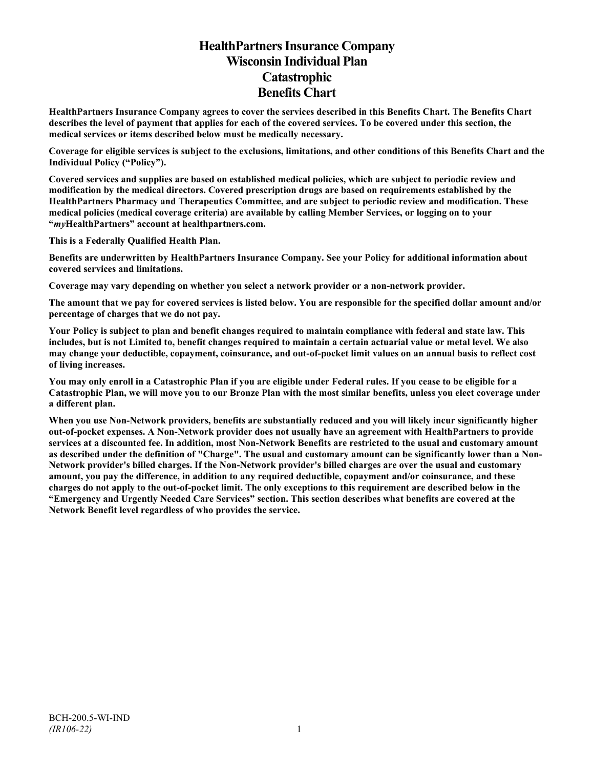# HealthPartners Insurance Company
# Wisconsin Individual Plan
# Catastrophic
# Benefits Chart

**HealthPartners Insurance Company agrees to cover the services described in this Benefits Chart. The Benefits Chart describes the level of payment that applies for each of the covered services. To be covered under this section, the medical services or items described below must be medically necessary.**

**Coverage for eligible services is subject to the exclusions, limitations, and other conditions of this Benefits Chart and the Individual Policy ("Policy").**

**Covered services and supplies are based on established medical policies, which are subject to periodic review and modification by the medical directors. Covered prescription drugs are based on requirements established by the HealthPartners Pharmacy and Therapeutics Committee, and are subject to periodic review and modification. These medical policies (medical coverage criteria) are available by calling Member Services, or logging on to your "*my*HealthPartners" account at healthpartners.com.**

**This is a Federally Qualified Health Plan.**

**Benefits are underwritten by HealthPartners Insurance Company. See your Policy for additional information about covered services and limitations.**

**Coverage may vary depending on whether you select a network provider or a non-network provider.**

**The amount that we pay for covered services is listed below. You are responsible for the specified dollar amount and/or percentage of charges that we do not pay.**

**Your Policy is subject to plan and benefit changes required to maintain compliance with federal and state law. This includes, but is not Limited to, benefit changes required to maintain a certain actuarial value or metal level. We also may change your deductible, copayment, coinsurance, and out-of-pocket limit values on an annual basis to reflect cost of living increases.**

**You may only enroll in a Catastrophic Plan if you are eligible under Federal rules. If you cease to be eligible for a Catastrophic Plan, we will move you to our Bronze Plan with the most similar benefits, unless you elect coverage under a different plan.**

**When you use Non-Network providers, benefits are substantially reduced and you will likely incur significantly higher out-of-pocket expenses. A Non-Network provider does not usually have an agreement with HealthPartners to provide services at a discounted fee. In addition, most Non-Network Benefits are restricted to the usual and customary amount as described under the definition of "Charge". The usual and customary amount can be significantly lower than a Non-Network provider's billed charges. If the Non-Network provider's billed charges are over the usual and customary amount, you pay the difference, in addition to any required deductible, copayment and/or coinsurance, and these charges do not apply to the out-of-pocket limit. The only exceptions to this requirement are described below in the "Emergency and Urgently Needed Care Services" section. This section describes what benefits are covered at the Network Benefit level regardless of who provides the service.**

BCH-200.5-WI-IND
*(IR106-22)*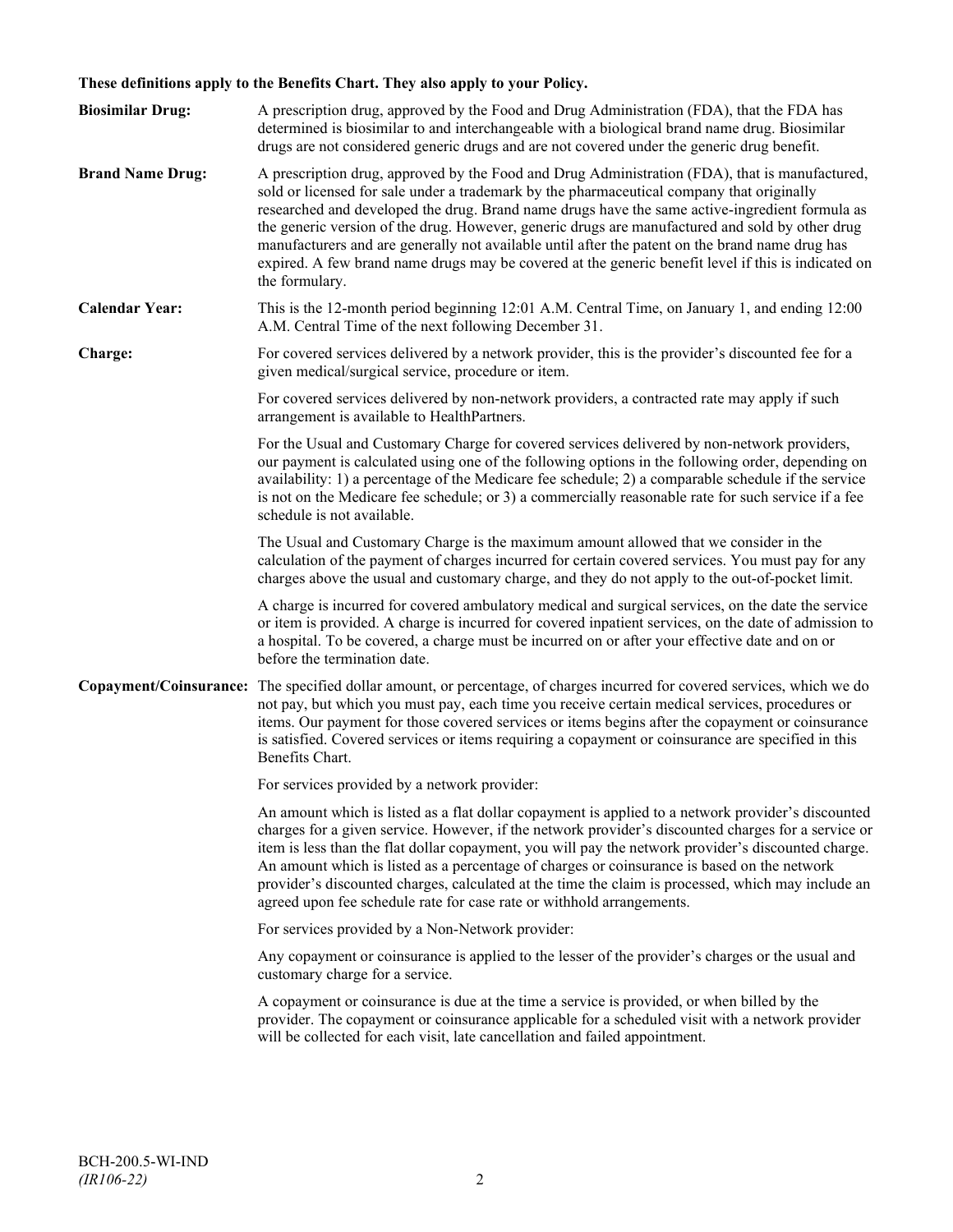**These definitions apply to the Benefits Chart. They also apply to your Policy.**

**Biosimilar Drug:** A prescription drug, approved by the Food and Drug Administration (FDA), that the FDA has determined is biosimilar to and interchangeable with a biological brand name drug. Biosimilar drugs are not considered generic drugs and are not covered under the generic drug benefit.

**Brand Name Drug:** A prescription drug, approved by the Food and Drug Administration (FDA), that is manufactured, sold or licensed for sale under a trademark by the pharmaceutical company that originally researched and developed the drug. Brand name drugs have the same active-ingredient formula as the generic version of the drug. However, generic drugs are manufactured and sold by other drug manufacturers and are generally not available until after the patent on the brand name drug has expired. A few brand name drugs may be covered at the generic benefit level if this is indicated on the formulary.

**Calendar Year:** This is the 12-month period beginning 12:01 A.M. Central Time, on January 1, and ending 12:00 A.M. Central Time of the next following December 31.

**Charge:** For covered services delivered by a network provider, this is the provider's discounted fee for a given medical/surgical service, procedure or item.

For covered services delivered by non-network providers, a contracted rate may apply if such arrangement is available to HealthPartners.

For the Usual and Customary Charge for covered services delivered by non-network providers, our payment is calculated using one of the following options in the following order, depending on availability: 1) a percentage of the Medicare fee schedule; 2) a comparable schedule if the service is not on the Medicare fee schedule; or 3) a commercially reasonable rate for such service if a fee schedule is not available.

The Usual and Customary Charge is the maximum amount allowed that we consider in the calculation of the payment of charges incurred for certain covered services. You must pay for any charges above the usual and customary charge, and they do not apply to the out-of-pocket limit.

A charge is incurred for covered ambulatory medical and surgical services, on the date the service or item is provided. A charge is incurred for covered inpatient services, on the date of admission to a hospital. To be covered, a charge must be incurred on or after your effective date and on or before the termination date.

**Copayment/Coinsurance:** The specified dollar amount, or percentage, of charges incurred for covered services, which we do not pay, but which you must pay, each time you receive certain medical services, procedures or items. Our payment for those covered services or items begins after the copayment or coinsurance is satisfied. Covered services or items requiring a copayment or coinsurance are specified in this Benefits Chart.

For services provided by a network provider:

An amount which is listed as a flat dollar copayment is applied to a network provider's discounted charges for a given service. However, if the network provider's discounted charges for a service or item is less than the flat dollar copayment, you will pay the network provider's discounted charge. An amount which is listed as a percentage of charges or coinsurance is based on the network provider's discounted charges, calculated at the time the claim is processed, which may include an agreed upon fee schedule rate for case rate or withhold arrangements.

For services provided by a Non-Network provider:

Any copayment or coinsurance is applied to the lesser of the provider's charges or the usual and customary charge for a service.

A copayment or coinsurance is due at the time a service is provided, or when billed by the provider. The copayment or coinsurance applicable for a scheduled visit with a network provider will be collected for each visit, late cancellation and failed appointment.

BCH-200.5-WI-IND
*(IR106-22)*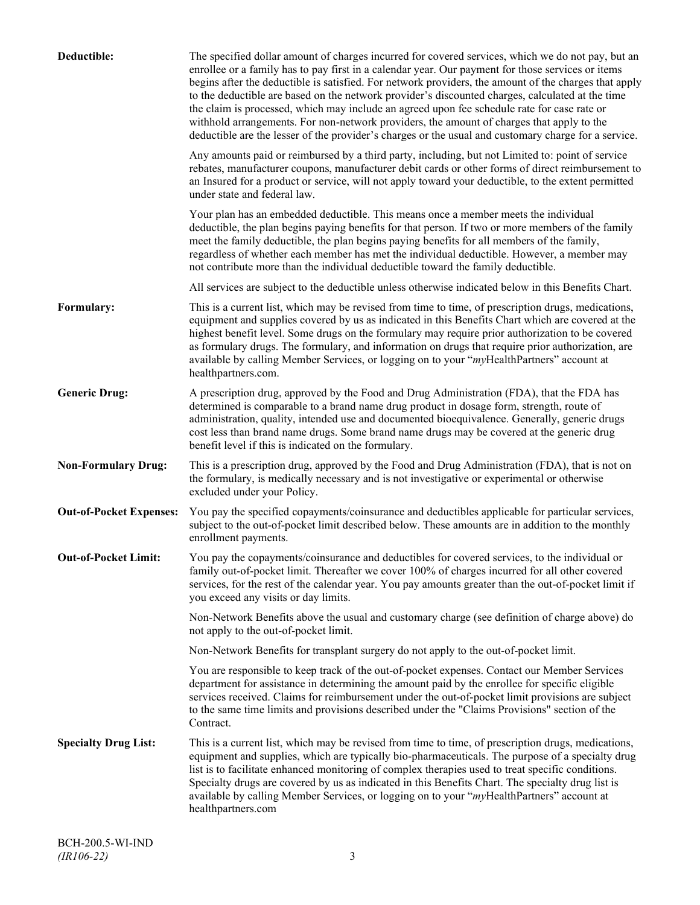**Deductible:** The specified dollar amount of charges incurred for covered services, which we do not pay, but an enrollee or a family has to pay first in a calendar year. Our payment for those services or items begins after the deductible is satisfied. For network providers, the amount of the charges that apply to the deductible are based on the network provider's discounted charges, calculated at the time the claim is processed, which may include an agreed upon fee schedule rate for case rate or withhold arrangements. For non-network providers, the amount of charges that apply to the deductible are the lesser of the provider's charges or the usual and customary charge for a service.

Any amounts paid or reimbursed by a third party, including, but not Limited to: point of service rebates, manufacturer coupons, manufacturer debit cards or other forms of direct reimbursement to an Insured for a product or service, will not apply toward your deductible, to the extent permitted under state and federal law.

Your plan has an embedded deductible. This means once a member meets the individual deductible, the plan begins paying benefits for that person. If two or more members of the family meet the family deductible, the plan begins paying benefits for all members of the family, regardless of whether each member has met the individual deductible. However, a member may not contribute more than the individual deductible toward the family deductible.

All services are subject to the deductible unless otherwise indicated below in this Benefits Chart.

**Formulary:** This is a current list, which may be revised from time to time, of prescription drugs, medications, equipment and supplies covered by us as indicated in this Benefits Chart which are covered at the highest benefit level. Some drugs on the formulary may require prior authorization to be covered as formulary drugs. The formulary, and information on drugs that require prior authorization, are available by calling Member Services, or logging on to your "*my*HealthPartners" account at healthpartners.com.

**Generic Drug:** A prescription drug, approved by the Food and Drug Administration (FDA), that the FDA has determined is comparable to a brand name drug product in dosage form, strength, route of administration, quality, intended use and documented bioequivalence. Generally, generic drugs cost less than brand name drugs. Some brand name drugs may be covered at the generic drug benefit level if this is indicated on the formulary.

**Non-Formulary Drug:** This is a prescription drug, approved by the Food and Drug Administration (FDA), that is not on the formulary, is medically necessary and is not investigative or experimental or otherwise excluded under your Policy.

**Out-of-Pocket Expenses:** You pay the specified copayments/coinsurance and deductibles applicable for particular services, subject to the out-of-pocket limit described below. These amounts are in addition to the monthly enrollment payments.

**Out-of-Pocket Limit:** You pay the copayments/coinsurance and deductibles for covered services, to the individual or family out-of-pocket limit. Thereafter we cover 100% of charges incurred for all other covered services, for the rest of the calendar year. You pay amounts greater than the out-of-pocket limit if you exceed any visits or day limits.

Non-Network Benefits above the usual and customary charge (see definition of charge above) do not apply to the out-of-pocket limit.

Non-Network Benefits for transplant surgery do not apply to the out-of-pocket limit.

You are responsible to keep track of the out-of-pocket expenses. Contact our Member Services department for assistance in determining the amount paid by the enrollee for specific eligible services received. Claims for reimbursement under the out-of-pocket limit provisions are subject to the same time limits and provisions described under the "Claims Provisions" section of the Contract.

**Specialty Drug List:** This is a current list, which may be revised from time to time, of prescription drugs, medications, equipment and supplies, which are typically bio-pharmaceuticals. The purpose of a specialty drug list is to facilitate enhanced monitoring of complex therapies used to treat specific conditions. Specialty drugs are covered by us as indicated in this Benefits Chart. The specialty drug list is available by calling Member Services, or logging on to your "*my*HealthPartners" account at healthpartners.com

BCH-200.5-WI-IND
*(IR106-22)*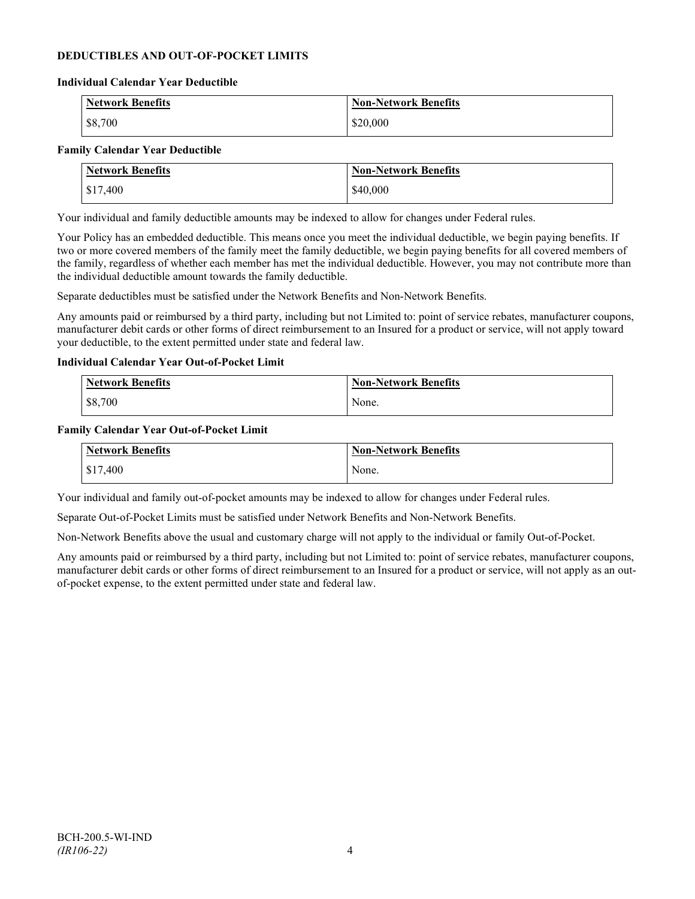## DEDUCTIBLES AND OUT-OF-POCKET LIMITS

### Individual Calendar Year Deductible

| Network Benefits | Non-Network Benefits |
|---|---|
| $8,700 | $20,000 |

### Family Calendar Year Deductible

| Network Benefits | Non-Network Benefits |
|---|---|
| $17,400 | $40,000 |

Your individual and family deductible amounts may be indexed to allow for changes under Federal rules.

Your Policy has an embedded deductible. This means once you meet the individual deductible, we begin paying benefits. If two or more covered members of the family meet the family deductible, we begin paying benefits for all covered members of the family, regardless of whether each member has met the individual deductible. However, you may not contribute more than the individual deductible amount towards the family deductible.

Separate deductibles must be satisfied under the Network Benefits and Non-Network Benefits.

Any amounts paid or reimbursed by a third party, including but not Limited to: point of service rebates, manufacturer coupons, manufacturer debit cards or other forms of direct reimbursement to an Insured for a product or service, will not apply toward your deductible, to the extent permitted under state and federal law.

### Individual Calendar Year Out-of-Pocket Limit

| Network Benefits | Non-Network Benefits |
|---|---|
| $8,700 | None. |

### Family Calendar Year Out-of-Pocket Limit

| Network Benefits | Non-Network Benefits |
|---|---|
| $17,400 | None. |

Your individual and family out-of-pocket amounts may be indexed to allow for changes under Federal rules.

Separate Out-of-Pocket Limits must be satisfied under Network Benefits and Non-Network Benefits.

Non-Network Benefits above the usual and customary charge will not apply to the individual or family Out-of-Pocket.

Any amounts paid or reimbursed by a third party, including but not Limited to: point of service rebates, manufacturer coupons, manufacturer debit cards or other forms of direct reimbursement to an Insured for a product or service, will not apply as an out-of-pocket expense, to the extent permitted under state and federal law.

BCH-200.5-WI-IND
*(IR106-22)*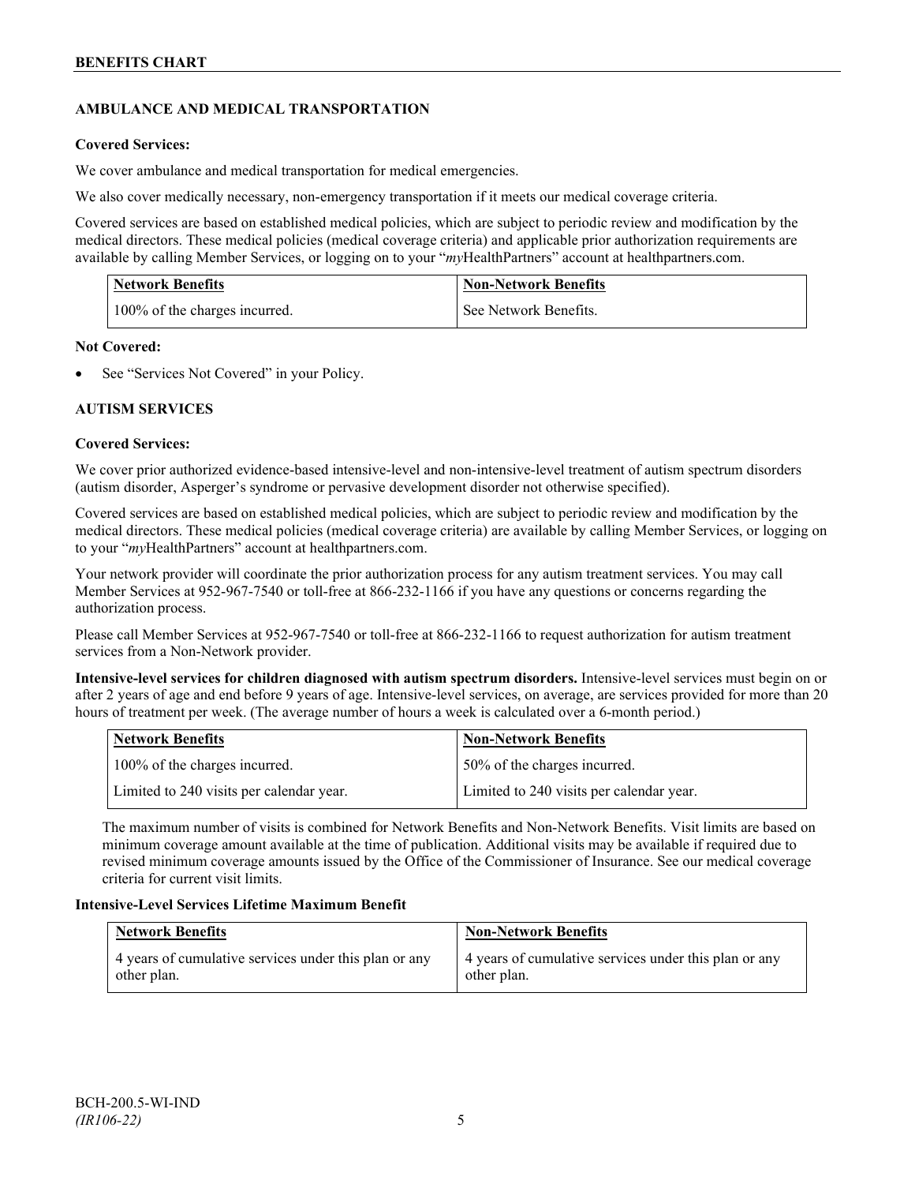## AMBULANCE AND MEDICAL TRANSPORTATION

**Covered Services:**

We cover ambulance and medical transportation for medical emergencies.

We also cover medically necessary, non-emergency transportation if it meets our medical coverage criteria.

Covered services are based on established medical policies, which are subject to periodic review and modification by the medical directors. These medical policies (medical coverage criteria) and applicable prior authorization requirements are available by calling Member Services, or logging on to your "*my*HealthPartners" account at healthpartners.com.

| Network Benefits | Non-Network Benefits |
|---|---|
| 100% of the charges incurred. | See Network Benefits. |

**Not Covered:**

- See "Services Not Covered" in your Policy.

## AUTISM SERVICES

**Covered Services:**

We cover prior authorized evidence-based intensive-level and non-intensive-level treatment of autism spectrum disorders (autism disorder, Asperger's syndrome or pervasive development disorder not otherwise specified).

Covered services are based on established medical policies, which are subject to periodic review and modification by the medical directors. These medical policies (medical coverage criteria) are available by calling Member Services, or logging on to your "*my*HealthPartners" account at healthpartners.com.

Your network provider will coordinate the prior authorization process for any autism treatment services. You may call Member Services at 952-967-7540 or toll-free at 866-232-1166 if you have any questions or concerns regarding the authorization process.

Please call Member Services at 952-967-7540 or toll-free at 866-232-1166 to request authorization for autism treatment services from a Non-Network provider.

**Intensive-level services for children diagnosed with autism spectrum disorders.** Intensive-level services must begin on or after 2 years of age and end before 9 years of age. Intensive-level services, on average, are services provided for more than 20 hours of treatment per week. (The average number of hours a week is calculated over a 6-month period.)

| Network Benefits | Non-Network Benefits |
|---|---|
| 100% of the charges incurred. | 50% of the charges incurred. |
| Limited to 240 visits per calendar year. | Limited to 240 visits per calendar year. |

The maximum number of visits is combined for Network Benefits and Non-Network Benefits. Visit limits are based on minimum coverage amount available at the time of publication. Additional visits may be available if required due to revised minimum coverage amounts issued by the Office of the Commissioner of Insurance. See our medical coverage criteria for current visit limits.

**Intensive-Level Services Lifetime Maximum Benefit**

| Network Benefits | Non-Network Benefits |
|---|---|
| 4 years of cumulative services under this plan or any other plan. | 4 years of cumulative services under this plan or any other plan. |

BCH-200.5-WI-IND
*(IR106-22)*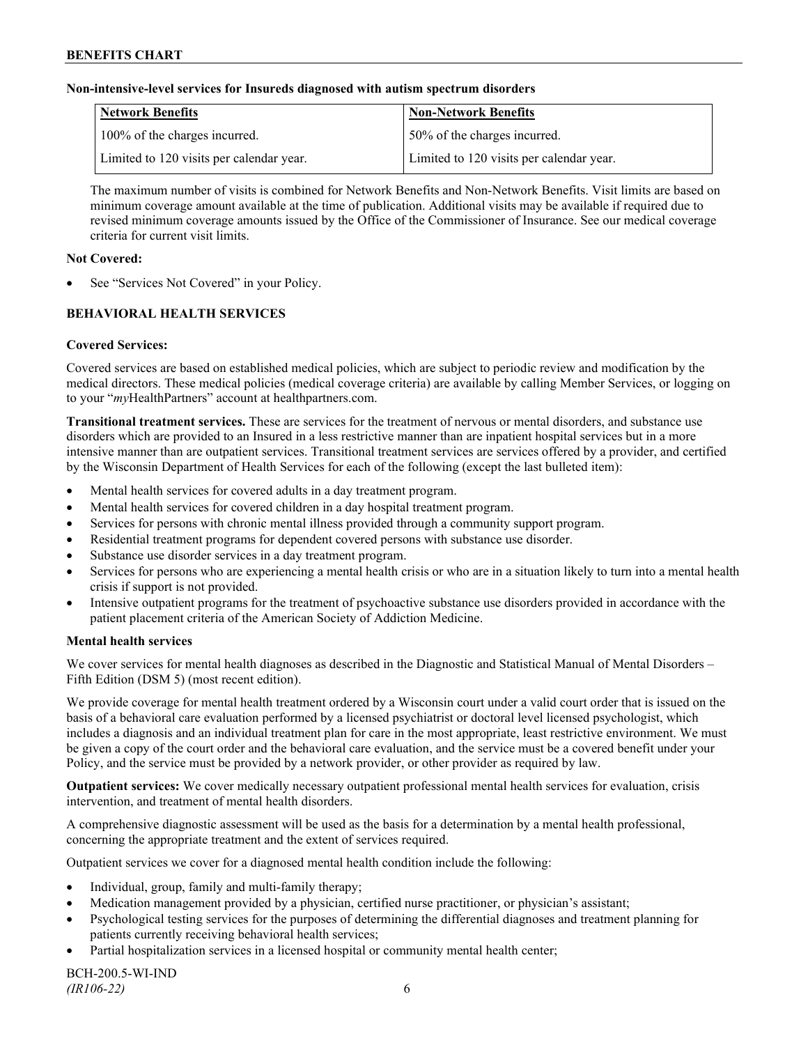**Non-intensive-level services for Insureds diagnosed with autism spectrum disorders**

| Network Benefits | Non-Network Benefits |
| --- | --- |
| 100% of the charges incurred. | 50% of the charges incurred. |
| Limited to 120 visits per calendar year. | Limited to 120 visits per calendar year. |

The maximum number of visits is combined for Network Benefits and Non-Network Benefits. Visit limits are based on minimum coverage amount available at the time of publication. Additional visits may be available if required due to revised minimum coverage amounts issued by the Office of the Commissioner of Insurance. See our medical coverage criteria for current visit limits.

**Not Covered:**

- See "Services Not Covered" in your Policy.

## BEHAVIORAL HEALTH SERVICES

**Covered Services:**

Covered services are based on established medical policies, which are subject to periodic review and modification by the medical directors. These medical policies (medical coverage criteria) are available by calling Member Services, or logging on to your "*my*HealthPartners" account at healthpartners.com.

**Transitional treatment services.** These are services for the treatment of nervous or mental disorders, and substance use disorders which are provided to an Insured in a less restrictive manner than are inpatient hospital services but in a more intensive manner than are outpatient services. Transitional treatment services are services offered by a provider, and certified by the Wisconsin Department of Health Services for each of the following (except the last bulleted item):

- Mental health services for covered adults in a day treatment program.
- Mental health services for covered children in a day hospital treatment program.
- Services for persons with chronic mental illness provided through a community support program.
- Residential treatment programs for dependent covered persons with substance use disorder.
- Substance use disorder services in a day treatment program.
- Services for persons who are experiencing a mental health crisis or who are in a situation likely to turn into a mental health crisis if support is not provided.
- Intensive outpatient programs for the treatment of psychoactive substance use disorders provided in accordance with the patient placement criteria of the American Society of Addiction Medicine.

**Mental health services**

We cover services for mental health diagnoses as described in the Diagnostic and Statistical Manual of Mental Disorders – Fifth Edition (DSM 5) (most recent edition).

We provide coverage for mental health treatment ordered by a Wisconsin court under a valid court order that is issued on the basis of a behavioral care evaluation performed by a licensed psychiatrist or doctoral level licensed psychologist, which includes a diagnosis and an individual treatment plan for care in the most appropriate, least restrictive environment. We must be given a copy of the court order and the behavioral care evaluation, and the service must be a covered benefit under your Policy, and the service must be provided by a network provider, or other provider as required by law.

**Outpatient services:** We cover medically necessary outpatient professional mental health services for evaluation, crisis intervention, and treatment of mental health disorders.

A comprehensive diagnostic assessment will be used as the basis for a determination by a mental health professional, concerning the appropriate treatment and the extent of services required.

Outpatient services we cover for a diagnosed mental health condition include the following:

- Individual, group, family and multi-family therapy;
- Medication management provided by a physician, certified nurse practitioner, or physician's assistant;
- Psychological testing services for the purposes of determining the differential diagnoses and treatment planning for patients currently receiving behavioral health services;
- Partial hospitalization services in a licensed hospital or community mental health center;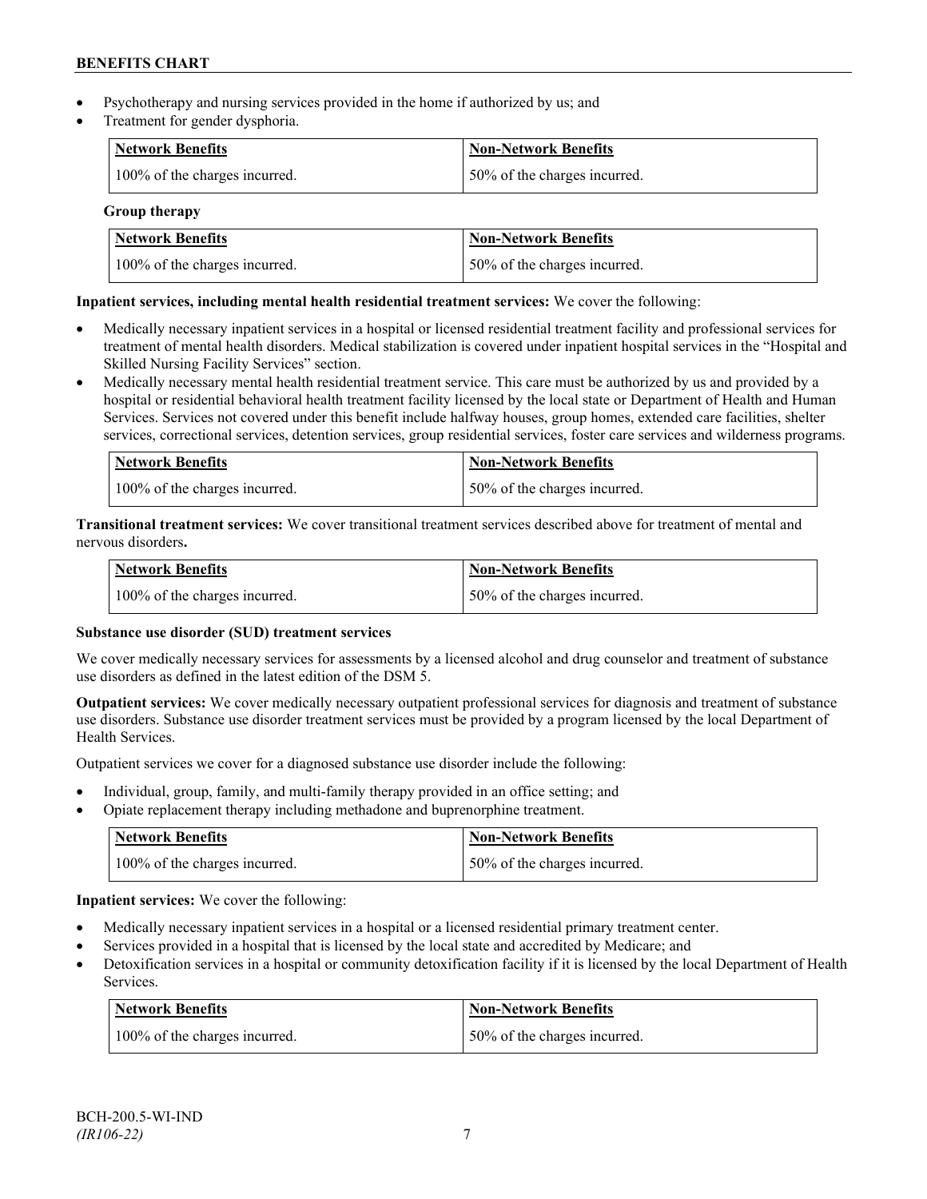- Psychotherapy and nursing services provided in the home if authorized by us; and
- Treatment for gender dysphoria.

| Network Benefits | Non-Network Benefits |
|---|---|
| 100% of the charges incurred. | 50% of the charges incurred. |

**Group therapy**

| Network Benefits | Non-Network Benefits |
|---|---|
| 100% of the charges incurred. | 50% of the charges incurred. |

**Inpatient services, including mental health residential treatment services:** We cover the following:

- Medically necessary inpatient services in a hospital or licensed residential treatment facility and professional services for treatment of mental health disorders. Medical stabilization is covered under inpatient hospital services in the "Hospital and Skilled Nursing Facility Services" section.
- Medically necessary mental health residential treatment service. This care must be authorized by us and provided by a hospital or residential behavioral health treatment facility licensed by the local state or Department of Health and Human Services. Services not covered under this benefit include halfway houses, group homes, extended care facilities, shelter services, correctional services, detention services, group residential services, foster care services and wilderness programs.

| Network Benefits | Non-Network Benefits |
|---|---|
| 100% of the charges incurred. | 50% of the charges incurred. |

**Transitional treatment services:** We cover transitional treatment services described above for treatment of mental and nervous disorders**.**

| Network Benefits | Non-Network Benefits |
|---|---|
| 100% of the charges incurred. | 50% of the charges incurred. |

**Substance use disorder (SUD) treatment services**

We cover medically necessary services for assessments by a licensed alcohol and drug counselor and treatment of substance use disorders as defined in the latest edition of the DSM 5.

**Outpatient services:** We cover medically necessary outpatient professional services for diagnosis and treatment of substance use disorders. Substance use disorder treatment services must be provided by a program licensed by the local Department of Health Services.

Outpatient services we cover for a diagnosed substance use disorder include the following:

- Individual, group, family, and multi-family therapy provided in an office setting; and
- Opiate replacement therapy including methadone and buprenorphine treatment.

| Network Benefits | Non-Network Benefits |
|---|---|
| 100% of the charges incurred. | 50% of the charges incurred. |

**Inpatient services:** We cover the following:

- Medically necessary inpatient services in a hospital or a licensed residential primary treatment center.
- Services provided in a hospital that is licensed by the local state and accredited by Medicare; and
- Detoxification services in a hospital or community detoxification facility if it is licensed by the local Department of Health Services.

| Network Benefits | Non-Network Benefits |
|---|---|
| 100% of the charges incurred. | 50% of the charges incurred. |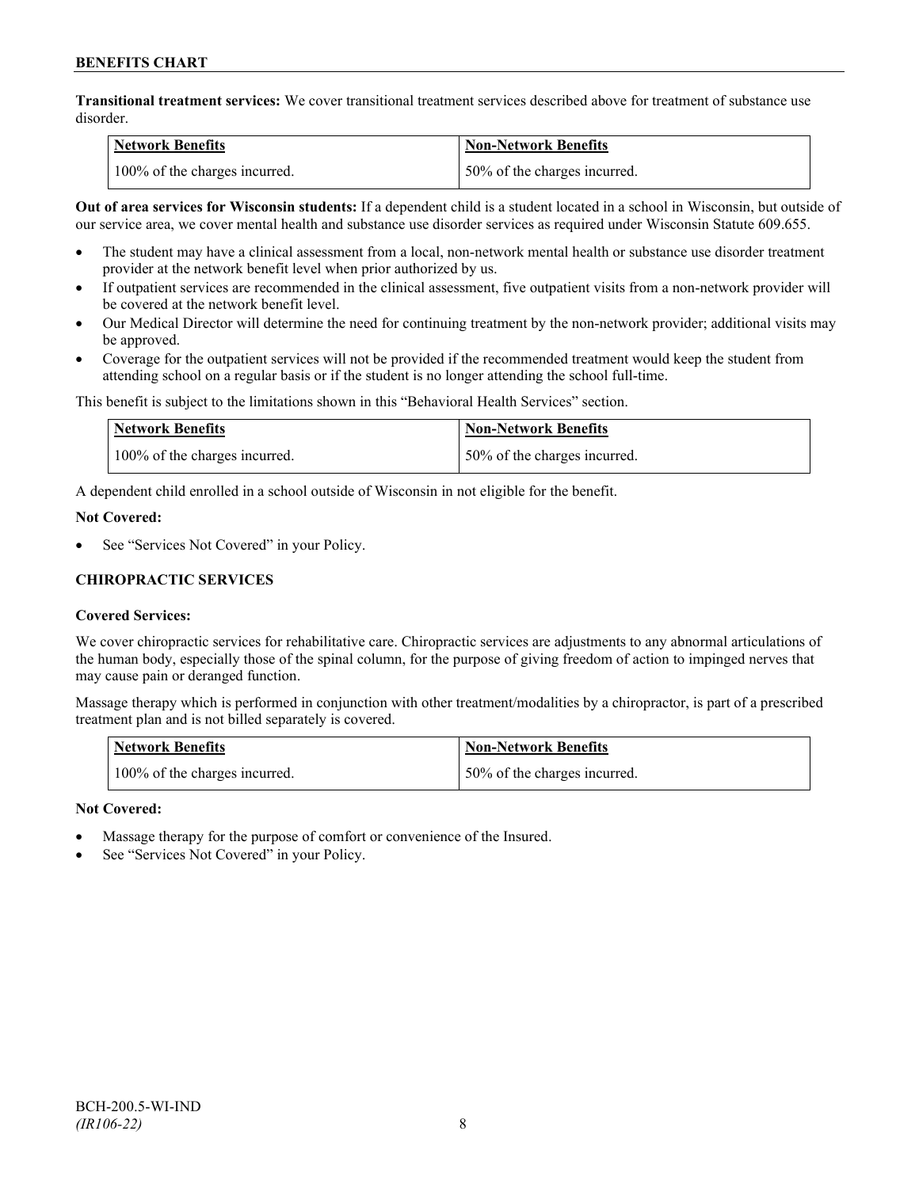**Transitional treatment services:** We cover transitional treatment services described above for treatment of substance use disorder.

| Network Benefits | Non-Network Benefits |
| --- | --- |
| 100% of the charges incurred. | 50% of the charges incurred. |

**Out of area services for Wisconsin students:** If a dependent child is a student located in a school in Wisconsin, but outside of our service area, we cover mental health and substance use disorder services as required under Wisconsin Statute 609.655.

- The student may have a clinical assessment from a local, non-network mental health or substance use disorder treatment provider at the network benefit level when prior authorized by us.
- If outpatient services are recommended in the clinical assessment, five outpatient visits from a non-network provider will be covered at the network benefit level.
- Our Medical Director will determine the need for continuing treatment by the non-network provider; additional visits may be approved.
- Coverage for the outpatient services will not be provided if the recommended treatment would keep the student from attending school on a regular basis or if the student is no longer attending the school full-time.

This benefit is subject to the limitations shown in this "Behavioral Health Services" section.

| Network Benefits | Non-Network Benefits |
| --- | --- |
| 100% of the charges incurred. | 50% of the charges incurred. |

A dependent child enrolled in a school outside of Wisconsin in not eligible for the benefit.

**Not Covered:**

- See "Services Not Covered" in your Policy.

### CHIROPRACTIC SERVICES

**Covered Services:**

We cover chiropractic services for rehabilitative care. Chiropractic services are adjustments to any abnormal articulations of the human body, especially those of the spinal column, for the purpose of giving freedom of action to impinged nerves that may cause pain or deranged function.

Massage therapy which is performed in conjunction with other treatment/modalities by a chiropractor, is part of a prescribed treatment plan and is not billed separately is covered.

| Network Benefits | Non-Network Benefits |
| --- | --- |
| 100% of the charges incurred. | 50% of the charges incurred. |

**Not Covered:**

- Massage therapy for the purpose of comfort or convenience of the Insured.
- See "Services Not Covered" in your Policy.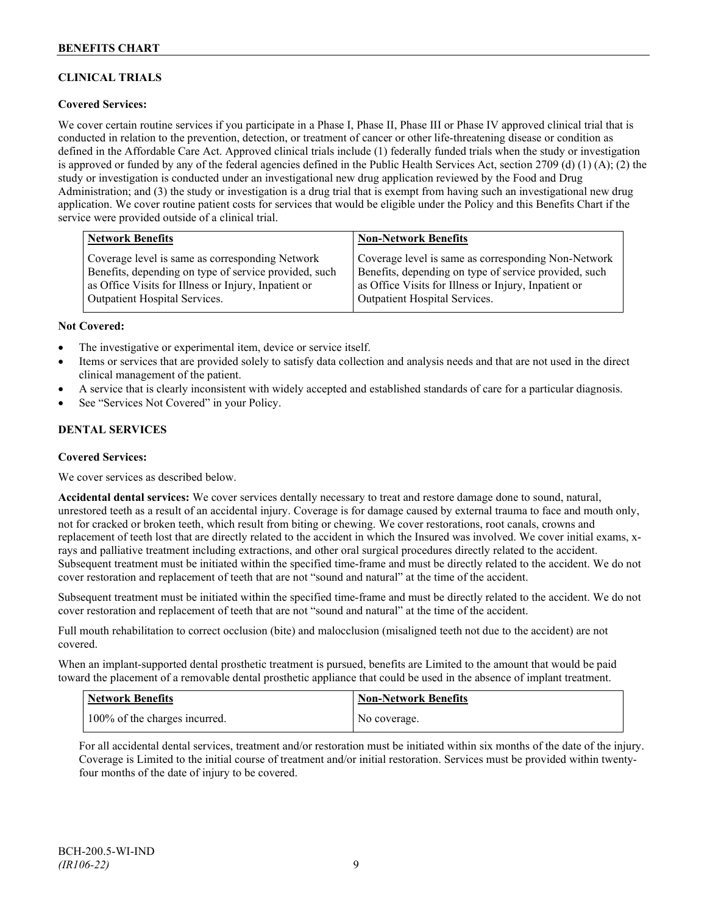## CLINICAL TRIALS

**Covered Services:**

We cover certain routine services if you participate in a Phase I, Phase II, Phase III or Phase IV approved clinical trial that is conducted in relation to the prevention, detection, or treatment of cancer or other life-threatening disease or condition as defined in the Affordable Care Act. Approved clinical trials include (1) federally funded trials when the study or investigation is approved or funded by any of the federal agencies defined in the Public Health Services Act, section 2709 (d) (1) (A); (2) the study or investigation is conducted under an investigational new drug application reviewed by the Food and Drug Administration; and (3) the study or investigation is a drug trial that is exempt from having such an investigational new drug application. We cover routine patient costs for services that would be eligible under the Policy and this Benefits Chart if the service were provided outside of a clinical trial.

| Network Benefits | Non-Network Benefits |
|---|---|
| Coverage level is same as corresponding Network Benefits, depending on type of service provided, such as Office Visits for Illness or Injury, Inpatient or Outpatient Hospital Services. | Coverage level is same as corresponding Non-Network Benefits, depending on type of service provided, such as Office Visits for Illness or Injury, Inpatient or Outpatient Hospital Services. |

**Not Covered:**

- The investigative or experimental item, device or service itself.
- Items or services that are provided solely to satisfy data collection and analysis needs and that are not used in the direct clinical management of the patient.
- A service that is clearly inconsistent with widely accepted and established standards of care for a particular diagnosis.
- See "Services Not Covered" in your Policy.

## DENTAL SERVICES

**Covered Services:**

We cover services as described below.

**Accidental dental services:** We cover services dentally necessary to treat and restore damage done to sound, natural, unrestored teeth as a result of an accidental injury. Coverage is for damage caused by external trauma to face and mouth only, not for cracked or broken teeth, which result from biting or chewing. We cover restorations, root canals, crowns and replacement of teeth lost that are directly related to the accident in which the Insured was involved. We cover initial exams, x-rays and palliative treatment including extractions, and other oral surgical procedures directly related to the accident. Subsequent treatment must be initiated within the specified time-frame and must be directly related to the accident. We do not cover restoration and replacement of teeth that are not "sound and natural" at the time of the accident.

Subsequent treatment must be initiated within the specified time-frame and must be directly related to the accident. We do not cover restoration and replacement of teeth that are not "sound and natural" at the time of the accident.

Full mouth rehabilitation to correct occlusion (bite) and malocclusion (misaligned teeth not due to the accident) are not covered.

When an implant-supported dental prosthetic treatment is pursued, benefits are Limited to the amount that would be paid toward the placement of a removable dental prosthetic appliance that could be used in the absence of implant treatment.

| Network Benefits | Non-Network Benefits |
|---|---|
| 100% of the charges incurred. | No coverage. |

For all accidental dental services, treatment and/or restoration must be initiated within six months of the date of the injury. Coverage is Limited to the initial course of treatment and/or initial restoration. Services must be provided within twenty-four months of the date of injury to be covered.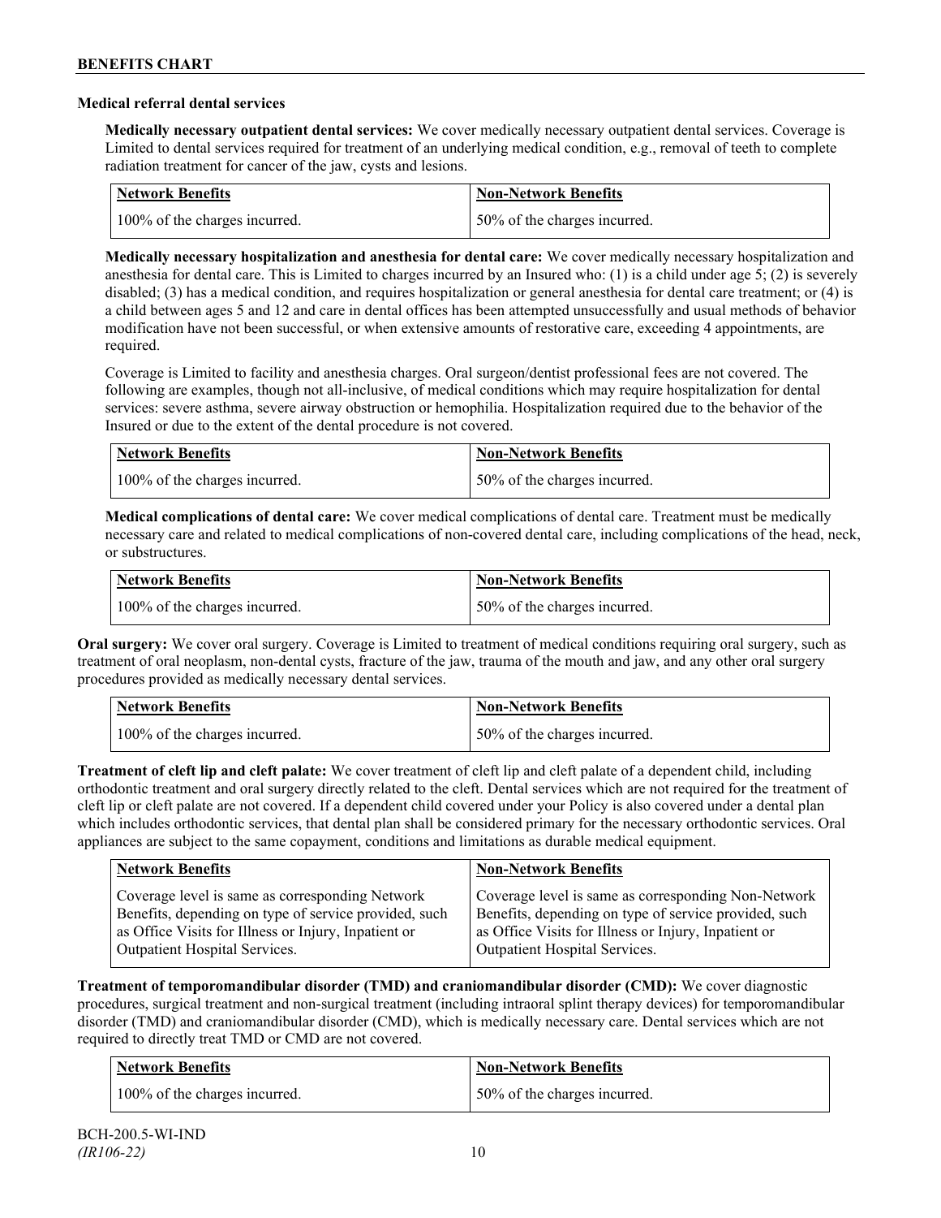### Medical referral dental services

**Medically necessary outpatient dental services:** We cover medically necessary outpatient dental services. Coverage is Limited to dental services required for treatment of an underlying medical condition, e.g., removal of teeth to complete radiation treatment for cancer of the jaw, cysts and lesions.

| Network Benefits | Non-Network Benefits |
| --- | --- |
| 100% of the charges incurred. | 50% of the charges incurred. |

**Medically necessary hospitalization and anesthesia for dental care:** We cover medically necessary hospitalization and anesthesia for dental care. This is Limited to charges incurred by an Insured who: (1) is a child under age 5; (2) is severely disabled; (3) has a medical condition, and requires hospitalization or general anesthesia for dental care treatment; or (4) is a child between ages 5 and 12 and care in dental offices has been attempted unsuccessfully and usual methods of behavior modification have not been successful, or when extensive amounts of restorative care, exceeding 4 appointments, are required.

Coverage is Limited to facility and anesthesia charges. Oral surgeon/dentist professional fees are not covered. The following are examples, though not all-inclusive, of medical conditions which may require hospitalization for dental services: severe asthma, severe airway obstruction or hemophilia. Hospitalization required due to the behavior of the Insured or due to the extent of the dental procedure is not covered.

| Network Benefits | Non-Network Benefits |
| --- | --- |
| 100% of the charges incurred. | 50% of the charges incurred. |

**Medical complications of dental care:** We cover medical complications of dental care. Treatment must be medically necessary care and related to medical complications of non-covered dental care, including complications of the head, neck, or substructures.

| Network Benefits | Non-Network Benefits |
| --- | --- |
| 100% of the charges incurred. | 50% of the charges incurred. |

**Oral surgery:** We cover oral surgery. Coverage is Limited to treatment of medical conditions requiring oral surgery, such as treatment of oral neoplasm, non-dental cysts, fracture of the jaw, trauma of the mouth and jaw, and any other oral surgery procedures provided as medically necessary dental services.

| Network Benefits | Non-Network Benefits |
| --- | --- |
| 100% of the charges incurred. | 50% of the charges incurred. |

**Treatment of cleft lip and cleft palate:** We cover treatment of cleft lip and cleft palate of a dependent child, including orthodontic treatment and oral surgery directly related to the cleft. Dental services which are not required for the treatment of cleft lip or cleft palate are not covered. If a dependent child covered under your Policy is also covered under a dental plan which includes orthodontic services, that dental plan shall be considered primary for the necessary orthodontic services. Oral appliances are subject to the same copayment, conditions and limitations as durable medical equipment.

| Network Benefits | Non-Network Benefits |
| --- | --- |
| Coverage level is same as corresponding Network Benefits, depending on type of service provided, such as Office Visits for Illness or Injury, Inpatient or Outpatient Hospital Services. | Coverage level is same as corresponding Non-Network Benefits, depending on type of service provided, such as Office Visits for Illness or Injury, Inpatient or Outpatient Hospital Services. |

**Treatment of temporomandibular disorder (TMD) and craniomandibular disorder (CMD):** We cover diagnostic procedures, surgical treatment and non-surgical treatment (including intraoral splint therapy devices) for temporomandibular disorder (TMD) and craniomandibular disorder (CMD), which is medically necessary care. Dental services which are not required to directly treat TMD or CMD are not covered.

| Network Benefits | Non-Network Benefits |
| --- | --- |
| 100% of the charges incurred. | 50% of the charges incurred. |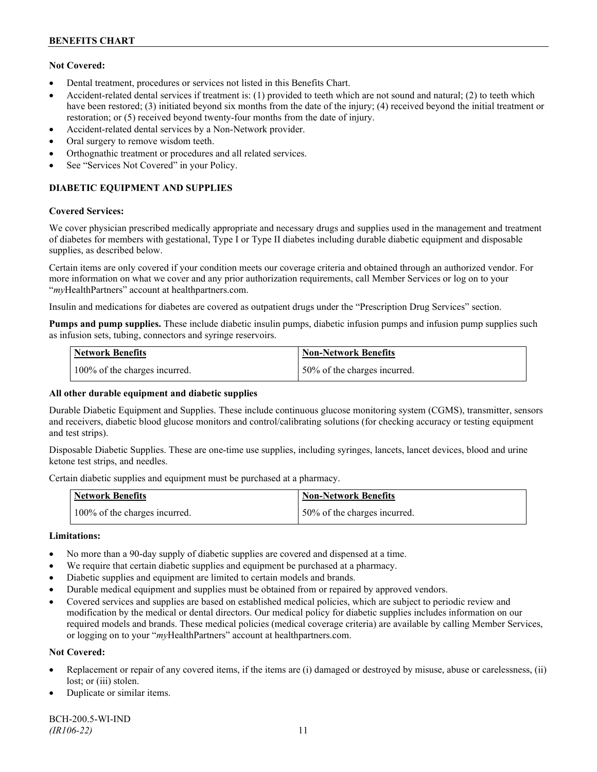**Not Covered:**

- Dental treatment, procedures or services not listed in this Benefits Chart.
- Accident-related dental services if treatment is: (1) provided to teeth which are not sound and natural; (2) to teeth which have been restored; (3) initiated beyond six months from the date of the injury; (4) received beyond the initial treatment or restoration; or (5) received beyond twenty-four months from the date of injury.
- Accident-related dental services by a Non-Network provider.
- Oral surgery to remove wisdom teeth.
- Orthognathic treatment or procedures and all related services.
- See "Services Not Covered" in your Policy.

## DIABETIC EQUIPMENT AND SUPPLIES

**Covered Services:**

We cover physician prescribed medically appropriate and necessary drugs and supplies used in the management and treatment of diabetes for members with gestational, Type I or Type II diabetes including durable diabetic equipment and disposable supplies, as described below.

Certain items are only covered if your condition meets our coverage criteria and obtained through an authorized vendor. For more information on what we cover and any prior authorization requirements, call Member Services or log on to your "*my*HealthPartners" account at healthpartners.com.

Insulin and medications for diabetes are covered as outpatient drugs under the "Prescription Drug Services" section.

**Pumps and pump supplies.** These include diabetic insulin pumps, diabetic infusion pumps and infusion pump supplies such as infusion sets, tubing, connectors and syringe reservoirs.

| Network Benefits | Non-Network Benefits |
| --- | --- |
| 100% of the charges incurred. | 50% of the charges incurred. |

**All other durable equipment and diabetic supplies**

Durable Diabetic Equipment and Supplies. These include continuous glucose monitoring system (CGMS), transmitter, sensors and receivers, diabetic blood glucose monitors and control/calibrating solutions (for checking accuracy or testing equipment and test strips).

Disposable Diabetic Supplies. These are one-time use supplies, including syringes, lancets, lancet devices, blood and urine ketone test strips, and needles.

Certain diabetic supplies and equipment must be purchased at a pharmacy.

| Network Benefits | Non-Network Benefits |
| --- | --- |
| 100% of the charges incurred. | 50% of the charges incurred. |

**Limitations:**

- No more than a 90-day supply of diabetic supplies are covered and dispensed at a time.
- We require that certain diabetic supplies and equipment be purchased at a pharmacy.
- Diabetic supplies and equipment are limited to certain models and brands.
- Durable medical equipment and supplies must be obtained from or repaired by approved vendors.
- Covered services and supplies are based on established medical policies, which are subject to periodic review and modification by the medical or dental directors. Our medical policy for diabetic supplies includes information on our required models and brands. These medical policies (medical coverage criteria) are available by calling Member Services, or logging on to your "*my*HealthPartners" account at healthpartners.com.

**Not Covered:**

- Replacement or repair of any covered items, if the items are (i) damaged or destroyed by misuse, abuse or carelessness, (ii) lost; or (iii) stolen.
- Duplicate or similar items.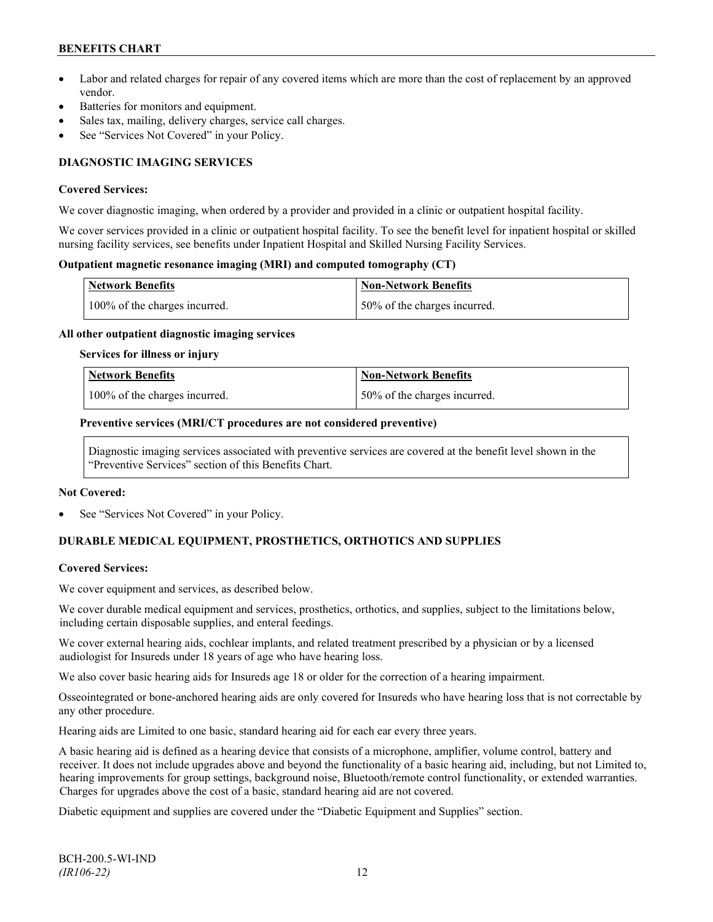- Labor and related charges for repair of any covered items which are more than the cost of replacement by an approved vendor.
- Batteries for monitors and equipment.
- Sales tax, mailing, delivery charges, service call charges.
- See "Services Not Covered" in your Policy.

## DIAGNOSTIC IMAGING SERVICES

**Covered Services:**

We cover diagnostic imaging, when ordered by a provider and provided in a clinic or outpatient hospital facility.

We cover services provided in a clinic or outpatient hospital facility. To see the benefit level for inpatient hospital or skilled nursing facility services, see benefits under Inpatient Hospital and Skilled Nursing Facility Services.

**Outpatient magnetic resonance imaging (MRI) and computed tomography (CT)**

| Network Benefits | Non-Network Benefits |
|---|---|
| 100% of the charges incurred. | 50% of the charges incurred. |

**All other outpatient diagnostic imaging services**

**Services for illness or injury**

| Network Benefits | Non-Network Benefits |
|---|---|
| 100% of the charges incurred. | 50% of the charges incurred. |

**Preventive services (MRI/CT procedures are not considered preventive)**

Diagnostic imaging services associated with preventive services are covered at the benefit level shown in the "Preventive Services" section of this Benefits Chart.

**Not Covered:**

- See "Services Not Covered" in your Policy.

## DURABLE MEDICAL EQUIPMENT, PROSTHETICS, ORTHOTICS AND SUPPLIES

**Covered Services:**

We cover equipment and services, as described below.

We cover durable medical equipment and services, prosthetics, orthotics, and supplies, subject to the limitations below, including certain disposable supplies, and enteral feedings.

We cover external hearing aids, cochlear implants, and related treatment prescribed by a physician or by a licensed audiologist for Insureds under 18 years of age who have hearing loss.

We also cover basic hearing aids for Insureds age 18 or older for the correction of a hearing impairment.

Osseointegrated or bone-anchored hearing aids are only covered for Insureds who have hearing loss that is not correctable by any other procedure.

Hearing aids are Limited to one basic, standard hearing aid for each ear every three years.

A basic hearing aid is defined as a hearing device that consists of a microphone, amplifier, volume control, battery and receiver. It does not include upgrades above and beyond the functionality of a basic hearing aid, including, but not Limited to, hearing improvements for group settings, background noise, Bluetooth/remote control functionality, or extended warranties. Charges for upgrades above the cost of a basic, standard hearing aid are not covered.

Diabetic equipment and supplies are covered under the "Diabetic Equipment and Supplies" section.

BCH-200.5-WI-IND
*(IR106-22)*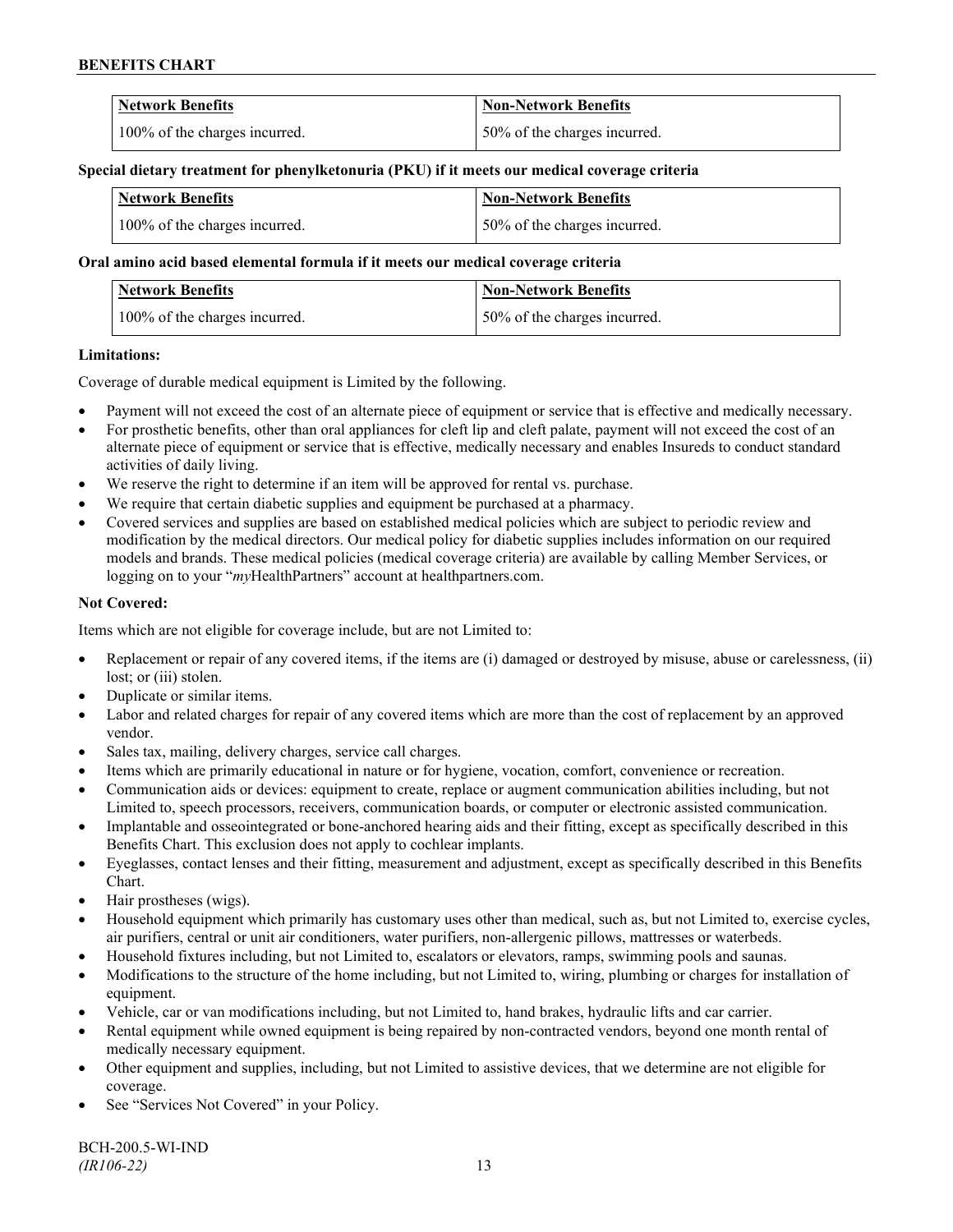| Network Benefits | Non-Network Benefits |
|---|---|
| 100% of the charges incurred. | 50% of the charges incurred. |

**Special dietary treatment for phenylketonuria (PKU) if it meets our medical coverage criteria**

| Network Benefits | Non-Network Benefits |
|---|---|
| 100% of the charges incurred. | 50% of the charges incurred. |

**Oral amino acid based elemental formula if it meets our medical coverage criteria**

| Network Benefits | Non-Network Benefits |
|---|---|
| 100% of the charges incurred. | 50% of the charges incurred. |

**Limitations:**

Coverage of durable medical equipment is Limited by the following.

- Payment will not exceed the cost of an alternate piece of equipment or service that is effective and medically necessary.
- For prosthetic benefits, other than oral appliances for cleft lip and cleft palate, payment will not exceed the cost of an alternate piece of equipment or service that is effective, medically necessary and enables Insureds to conduct standard activities of daily living.
- We reserve the right to determine if an item will be approved for rental vs. purchase.
- We require that certain diabetic supplies and equipment be purchased at a pharmacy.
- Covered services and supplies are based on established medical policies which are subject to periodic review and modification by the medical directors. Our medical policy for diabetic supplies includes information on our required models and brands. These medical policies (medical coverage criteria) are available by calling Member Services, or logging on to your "*my*HealthPartners" account at healthpartners.com.

**Not Covered:**

Items which are not eligible for coverage include, but are not Limited to:

- Replacement or repair of any covered items, if the items are (i) damaged or destroyed by misuse, abuse or carelessness, (ii) lost; or (iii) stolen.
- Duplicate or similar items.
- Labor and related charges for repair of any covered items which are more than the cost of replacement by an approved vendor.
- Sales tax, mailing, delivery charges, service call charges.
- Items which are primarily educational in nature or for hygiene, vocation, comfort, convenience or recreation.
- Communication aids or devices: equipment to create, replace or augment communication abilities including, but not Limited to, speech processors, receivers, communication boards, or computer or electronic assisted communication.
- Implantable and osseointegrated or bone-anchored hearing aids and their fitting, except as specifically described in this Benefits Chart. This exclusion does not apply to cochlear implants.
- Eyeglasses, contact lenses and their fitting, measurement and adjustment, except as specifically described in this Benefits Chart.
- Hair prostheses (wigs).
- Household equipment which primarily has customary uses other than medical, such as, but not Limited to, exercise cycles, air purifiers, central or unit air conditioners, water purifiers, non-allergenic pillows, mattresses or waterbeds.
- Household fixtures including, but not Limited to, escalators or elevators, ramps, swimming pools and saunas.
- Modifications to the structure of the home including, but not Limited to, wiring, plumbing or charges for installation of equipment.
- Vehicle, car or van modifications including, but not Limited to, hand brakes, hydraulic lifts and car carrier.
- Rental equipment while owned equipment is being repaired by non-contracted vendors, beyond one month rental of medically necessary equipment.
- Other equipment and supplies, including, but not Limited to assistive devices, that we determine are not eligible for coverage.
- See "Services Not Covered" in your Policy.

BCH-200.5-WI-IND
*(IR106-22)*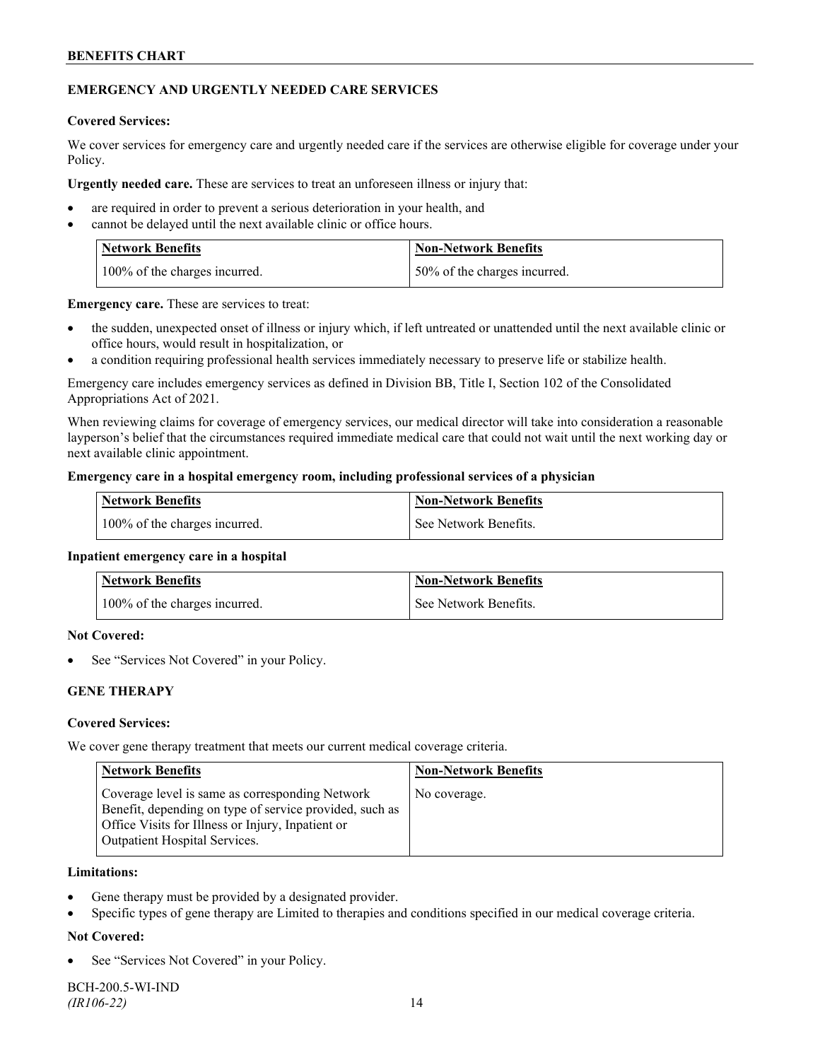## EMERGENCY AND URGENTLY NEEDED CARE SERVICES

**Covered Services:**

We cover services for emergency care and urgently needed care if the services are otherwise eligible for coverage under your Policy.

**Urgently needed care.** These are services to treat an unforeseen illness or injury that:

- are required in order to prevent a serious deterioration in your health, and
- cannot be delayed until the next available clinic or office hours.

| Network Benefits | Non-Network Benefits |
| --- | --- |
| 100% of the charges incurred. | 50% of the charges incurred. |

**Emergency care.** These are services to treat:

- the sudden, unexpected onset of illness or injury which, if left untreated or unattended until the next available clinic or office hours, would result in hospitalization, or
- a condition requiring professional health services immediately necessary to preserve life or stabilize health.

Emergency care includes emergency services as defined in Division BB, Title I, Section 102 of the Consolidated Appropriations Act of 2021.

When reviewing claims for coverage of emergency services, our medical director will take into consideration a reasonable layperson's belief that the circumstances required immediate medical care that could not wait until the next working day or next available clinic appointment.

**Emergency care in a hospital emergency room, including professional services of a physician**

| Network Benefits | Non-Network Benefits |
| --- | --- |
| 100% of the charges incurred. | See Network Benefits. |

**Inpatient emergency care in a hospital**

| Network Benefits | Non-Network Benefits |
| --- | --- |
| 100% of the charges incurred. | See Network Benefits. |

**Not Covered:**

- See "Services Not Covered" in your Policy.

## GENE THERAPY

**Covered Services:**

We cover gene therapy treatment that meets our current medical coverage criteria.

| Network Benefits | Non-Network Benefits |
| --- | --- |
| Coverage level is same as corresponding Network Benefit, depending on type of service provided, such as Office Visits for Illness or Injury, Inpatient or Outpatient Hospital Services. | No coverage. |

**Limitations:**

- Gene therapy must be provided by a designated provider.
- Specific types of gene therapy are Limited to therapies and conditions specified in our medical coverage criteria.

**Not Covered:**

- See "Services Not Covered" in your Policy.

BCH-200.5-WI-IND
*(IR106-22)*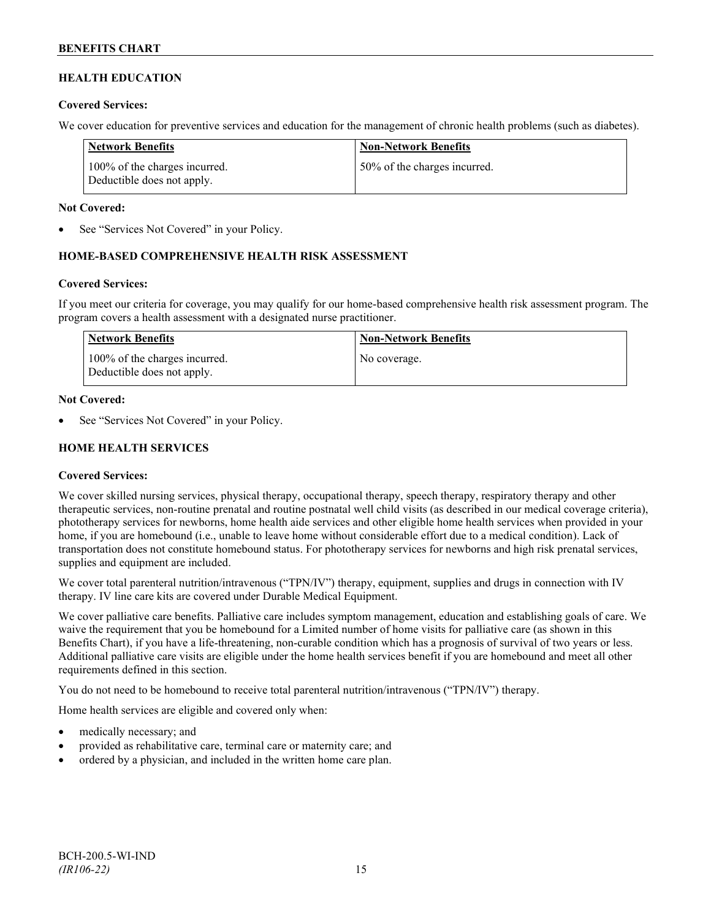## HEALTH EDUCATION

**Covered Services:**

We cover education for preventive services and education for the management of chronic health problems (such as diabetes).

| Network Benefits | Non-Network Benefits |
|---|---|
| 100% of the charges incurred. Deductible does not apply. | 50% of the charges incurred. |

**Not Covered:**

- See "Services Not Covered" in your Policy.

## HOME-BASED COMPREHENSIVE HEALTH RISK ASSESSMENT

**Covered Services:**

If you meet our criteria for coverage, you may qualify for our home-based comprehensive health risk assessment program. The program covers a health assessment with a designated nurse practitioner.

| Network Benefits | Non-Network Benefits |
|---|---|
| 100% of the charges incurred. Deductible does not apply. | No coverage. |

**Not Covered:**

- See "Services Not Covered" in your Policy.

## HOME HEALTH SERVICES

**Covered Services:**

We cover skilled nursing services, physical therapy, occupational therapy, speech therapy, respiratory therapy and other therapeutic services, non-routine prenatal and routine postnatal well child visits (as described in our medical coverage criteria), phototherapy services for newborns, home health aide services and other eligible home health services when provided in your home, if you are homebound (i.e., unable to leave home without considerable effort due to a medical condition). Lack of transportation does not constitute homebound status. For phototherapy services for newborns and high risk prenatal services, supplies and equipment are included.

We cover total parenteral nutrition/intravenous ("TPN/IV") therapy, equipment, supplies and drugs in connection with IV therapy. IV line care kits are covered under Durable Medical Equipment.

We cover palliative care benefits. Palliative care includes symptom management, education and establishing goals of care. We waive the requirement that you be homebound for a Limited number of home visits for palliative care (as shown in this Benefits Chart), if you have a life-threatening, non-curable condition which has a prognosis of survival of two years or less. Additional palliative care visits are eligible under the home health services benefit if you are homebound and meet all other requirements defined in this section.

You do not need to be homebound to receive total parenteral nutrition/intravenous ("TPN/IV") therapy.

Home health services are eligible and covered only when:

- medically necessary; and
- provided as rehabilitative care, terminal care or maternity care; and
- ordered by a physician, and included in the written home care plan.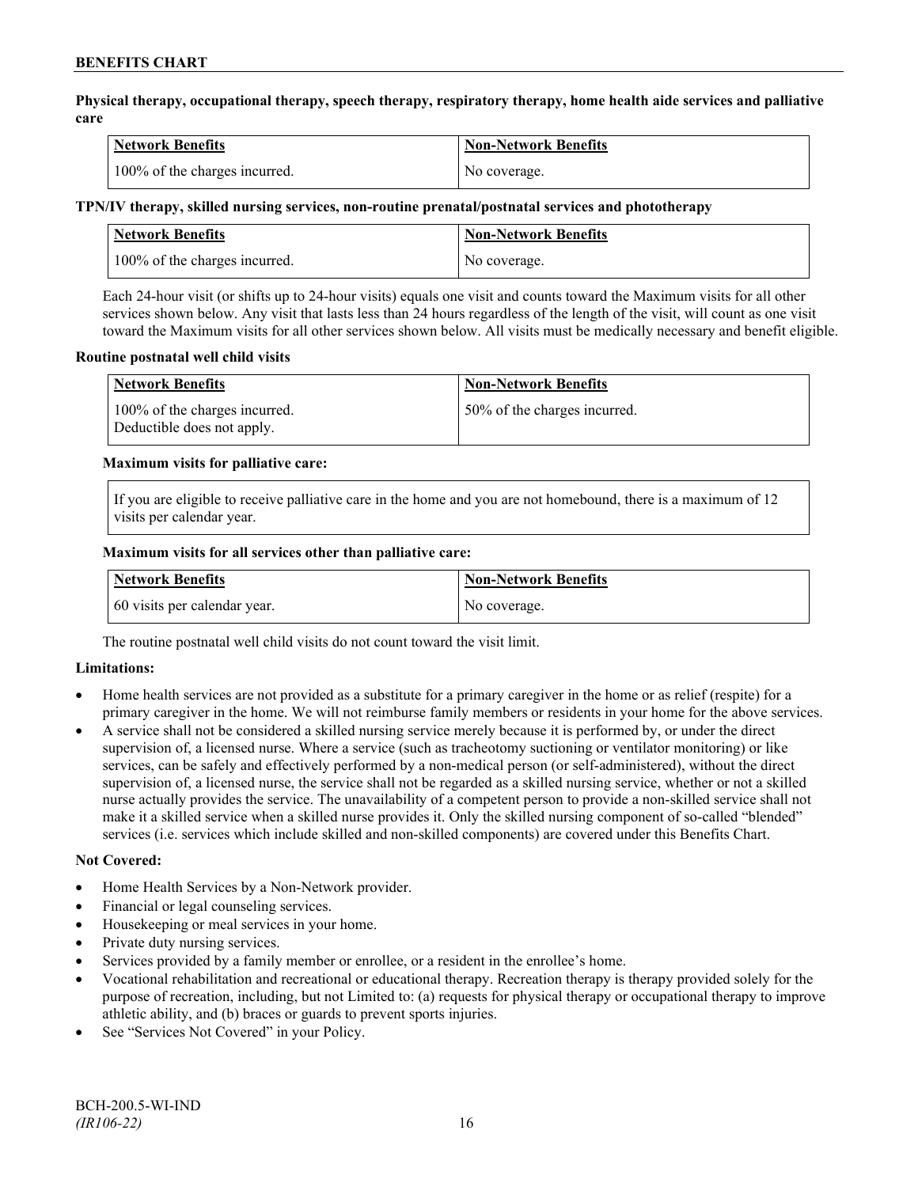**Physical therapy, occupational therapy, speech therapy, respiratory therapy, home health aide services and palliative care**

| Network Benefits | Non-Network Benefits |
|---|---|
| 100% of the charges incurred. | No coverage. |

**TPN/IV therapy, skilled nursing services, non-routine prenatal/postnatal services and phototherapy**

| Network Benefits | Non-Network Benefits |
|---|---|
| 100% of the charges incurred. | No coverage. |

Each 24-hour visit (or shifts up to 24-hour visits) equals one visit and counts toward the Maximum visits for all other services shown below. Any visit that lasts less than 24 hours regardless of the length of the visit, will count as one visit toward the Maximum visits for all other services shown below. All visits must be medically necessary and benefit eligible.

**Routine postnatal well child visits**

| Network Benefits | Non-Network Benefits |
|---|---|
| 100% of the charges incurred. Deductible does not apply. | 50% of the charges incurred. |

**Maximum visits for palliative care:**

If you are eligible to receive palliative care in the home and you are not homebound, there is a maximum of 12 visits per calendar year.

**Maximum visits for all services other than palliative care:**

| Network Benefits | Non-Network Benefits |
|---|---|
| 60 visits per calendar year. | No coverage. |

The routine postnatal well child visits do not count toward the visit limit.

**Limitations:**

- Home health services are not provided as a substitute for a primary caregiver in the home or as relief (respite) for a primary caregiver in the home. We will not reimburse family members or residents in your home for the above services.
- A service shall not be considered a skilled nursing service merely because it is performed by, or under the direct supervision of, a licensed nurse. Where a service (such as tracheotomy suctioning or ventilator monitoring) or like services, can be safely and effectively performed by a non-medical person (or self-administered), without the direct supervision of, a licensed nurse, the service shall not be regarded as a skilled nursing service, whether or not a skilled nurse actually provides the service. The unavailability of a competent person to provide a non-skilled service shall not make it a skilled service when a skilled nurse provides it. Only the skilled nursing component of so-called "blended" services (i.e. services which include skilled and non-skilled components) are covered under this Benefits Chart.

**Not Covered:**

- Home Health Services by a Non-Network provider.
- Financial or legal counseling services.
- Housekeeping or meal services in your home.
- Private duty nursing services.
- Services provided by a family member or enrollee, or a resident in the enrollee's home.
- Vocational rehabilitation and recreational or educational therapy. Recreation therapy is therapy provided solely for the purpose of recreation, including, but not Limited to: (a) requests for physical therapy or occupational therapy to improve athletic ability, and (b) braces or guards to prevent sports injuries.
- See "Services Not Covered" in your Policy.

BCH-200.5-WI-IND
*(IR106-22)*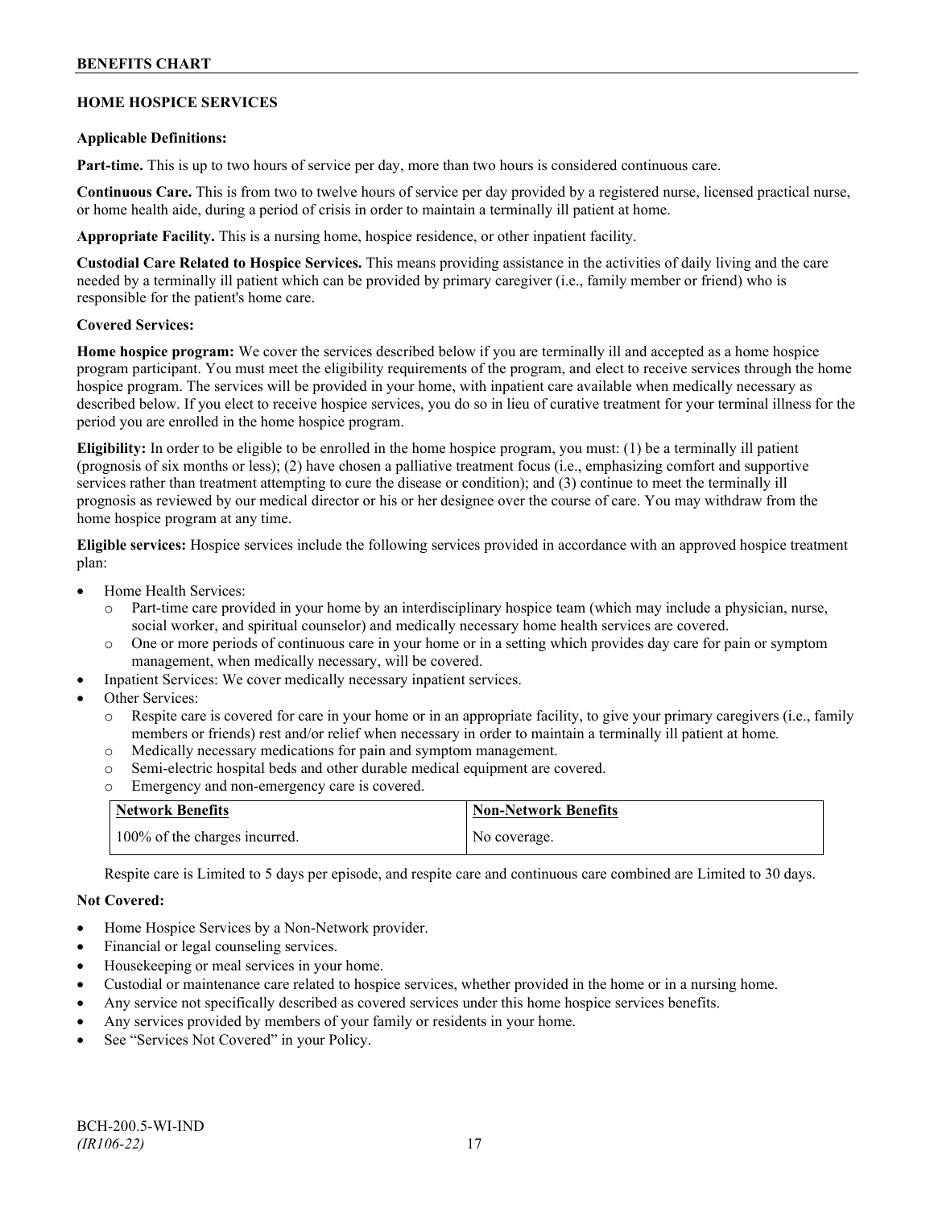## HOME HOSPICE SERVICES

**Applicable Definitions:**

**Part-time.** This is up to two hours of service per day, more than two hours is considered continuous care.

**Continuous Care.** This is from two to twelve hours of service per day provided by a registered nurse, licensed practical nurse, or home health aide, during a period of crisis in order to maintain a terminally ill patient at home.

**Appropriate Facility.** This is a nursing home, hospice residence, or other inpatient facility.

**Custodial Care Related to Hospice Services.** This means providing assistance in the activities of daily living and the care needed by a terminally ill patient which can be provided by primary caregiver (i.e., family member or friend) who is responsible for the patient's home care.

**Covered Services:**

**Home hospice program:** We cover the services described below if you are terminally ill and accepted as a home hospice program participant. You must meet the eligibility requirements of the program, and elect to receive services through the home hospice program. The services will be provided in your home, with inpatient care available when medically necessary as described below. If you elect to receive hospice services, you do so in lieu of curative treatment for your terminal illness for the period you are enrolled in the home hospice program.

**Eligibility:** In order to be eligible to be enrolled in the home hospice program, you must: (1) be a terminally ill patient (prognosis of six months or less); (2) have chosen a palliative treatment focus (i.e., emphasizing comfort and supportive services rather than treatment attempting to cure the disease or condition); and (3) continue to meet the terminally ill prognosis as reviewed by our medical director or his or her designee over the course of care. You may withdraw from the home hospice program at any time.

**Eligible services:** Hospice services include the following services provided in accordance with an approved hospice treatment plan:

- Home Health Services:
  - Part-time care provided in your home by an interdisciplinary hospice team (which may include a physician, nurse, social worker, and spiritual counselor) and medically necessary home health services are covered.
  - One or more periods of continuous care in your home or in a setting which provides day care for pain or symptom management, when medically necessary, will be covered.
- Inpatient Services: We cover medically necessary inpatient services.
- Other Services:
  - Respite care is covered for care in your home or in an appropriate facility, to give your primary caregivers (i.e., family members or friends) rest and/or relief when necessary in order to maintain a terminally ill patient at home.
  - Medically necessary medications for pain and symptom management.
  - Semi-electric hospital beds and other durable medical equipment are covered.
  - Emergency and non-emergency care is covered.

| Network Benefits | Non-Network Benefits |
|---|---|
| 100% of the charges incurred. | No coverage. |

Respite care is Limited to 5 days per episode, and respite care and continuous care combined are Limited to 30 days.

**Not Covered:**

- Home Hospice Services by a Non-Network provider.
- Financial or legal counseling services.
- Housekeeping or meal services in your home.
- Custodial or maintenance care related to hospice services, whether provided in the home or in a nursing home.
- Any service not specifically described as covered services under this home hospice services benefits.
- Any services provided by members of your family or residents in your home.
- See "Services Not Covered" in your Policy.

BCH-200.5-WI-IND
*(IR106-22)*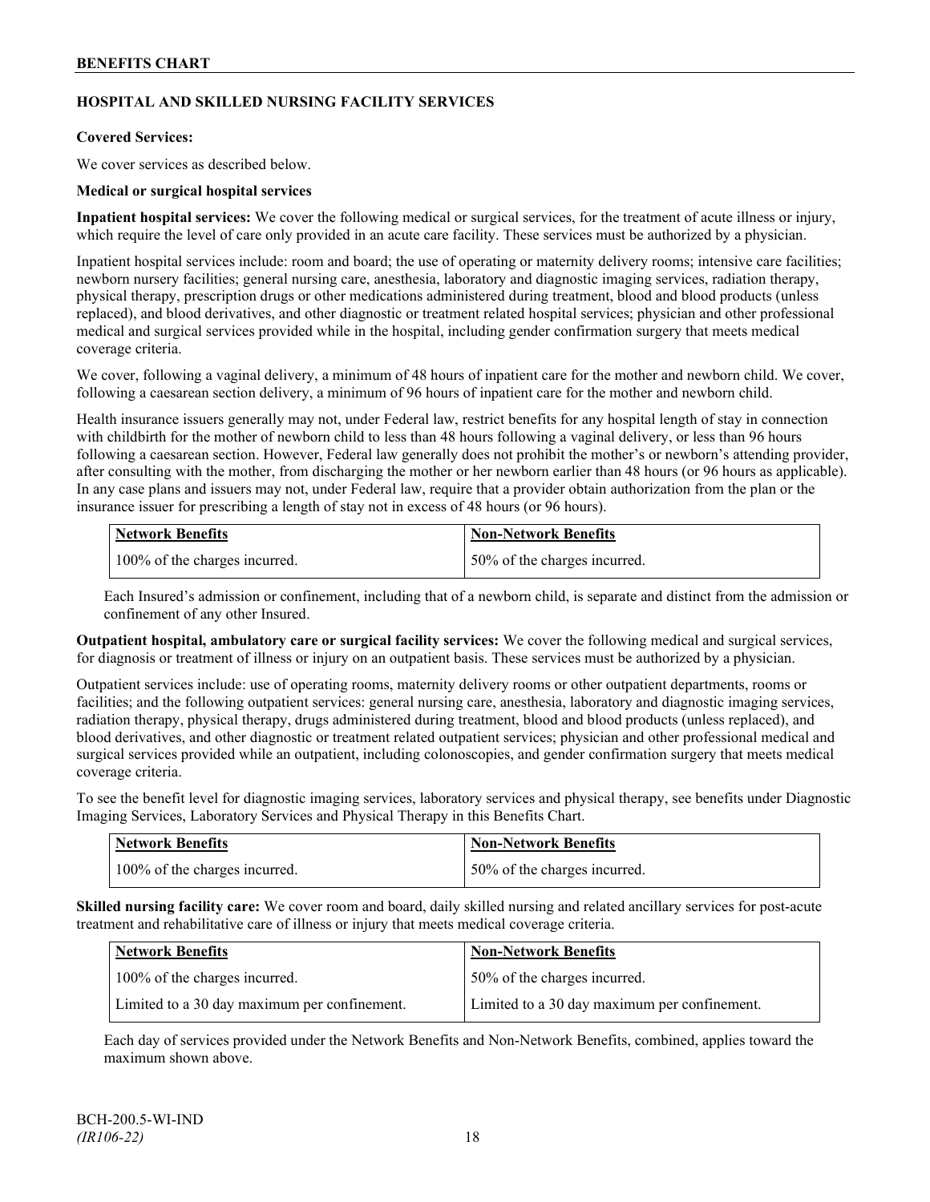## HOSPITAL AND SKILLED NURSING FACILITY SERVICES

**Covered Services:**

We cover services as described below.

**Medical or surgical hospital services**

**Inpatient hospital services:** We cover the following medical or surgical services, for the treatment of acute illness or injury, which require the level of care only provided in an acute care facility. These services must be authorized by a physician.

Inpatient hospital services include: room and board; the use of operating or maternity delivery rooms; intensive care facilities; newborn nursery facilities; general nursing care, anesthesia, laboratory and diagnostic imaging services, radiation therapy, physical therapy, prescription drugs or other medications administered during treatment, blood and blood products (unless replaced), and blood derivatives, and other diagnostic or treatment related hospital services; physician and other professional medical and surgical services provided while in the hospital, including gender confirmation surgery that meets medical coverage criteria.

We cover, following a vaginal delivery, a minimum of 48 hours of inpatient care for the mother and newborn child. We cover, following a caesarean section delivery, a minimum of 96 hours of inpatient care for the mother and newborn child.

Health insurance issuers generally may not, under Federal law, restrict benefits for any hospital length of stay in connection with childbirth for the mother of newborn child to less than 48 hours following a vaginal delivery, or less than 96 hours following a caesarean section. However, Federal law generally does not prohibit the mother's or newborn's attending provider, after consulting with the mother, from discharging the mother or her newborn earlier than 48 hours (or 96 hours as applicable). In any case plans and issuers may not, under Federal law, require that a provider obtain authorization from the plan or the insurance issuer for prescribing a length of stay not in excess of 48 hours (or 96 hours).

| Network Benefits | Non-Network Benefits |
|---|---|
| 100% of the charges incurred. | 50% of the charges incurred. |

Each Insured's admission or confinement, including that of a newborn child, is separate and distinct from the admission or confinement of any other Insured.

**Outpatient hospital, ambulatory care or surgical facility services:** We cover the following medical and surgical services, for diagnosis or treatment of illness or injury on an outpatient basis. These services must be authorized by a physician.

Outpatient services include: use of operating rooms, maternity delivery rooms or other outpatient departments, rooms or facilities; and the following outpatient services: general nursing care, anesthesia, laboratory and diagnostic imaging services, radiation therapy, physical therapy, drugs administered during treatment, blood and blood products (unless replaced), and blood derivatives, and other diagnostic or treatment related outpatient services; physician and other professional medical and surgical services provided while an outpatient, including colonoscopies, and gender confirmation surgery that meets medical coverage criteria.

To see the benefit level for diagnostic imaging services, laboratory services and physical therapy, see benefits under Diagnostic Imaging Services, Laboratory Services and Physical Therapy in this Benefits Chart.

| Network Benefits | Non-Network Benefits |
|---|---|
| 100% of the charges incurred. | 50% of the charges incurred. |

**Skilled nursing facility care:** We cover room and board, daily skilled nursing and related ancillary services for post-acute treatment and rehabilitative care of illness or injury that meets medical coverage criteria.

| Network Benefits | Non-Network Benefits |
|---|---|
| 100% of the charges incurred. | 50% of the charges incurred. |
| Limited to a 30 day maximum per confinement. | Limited to a 30 day maximum per confinement. |

Each day of services provided under the Network Benefits and Non-Network Benefits, combined, applies toward the maximum shown above.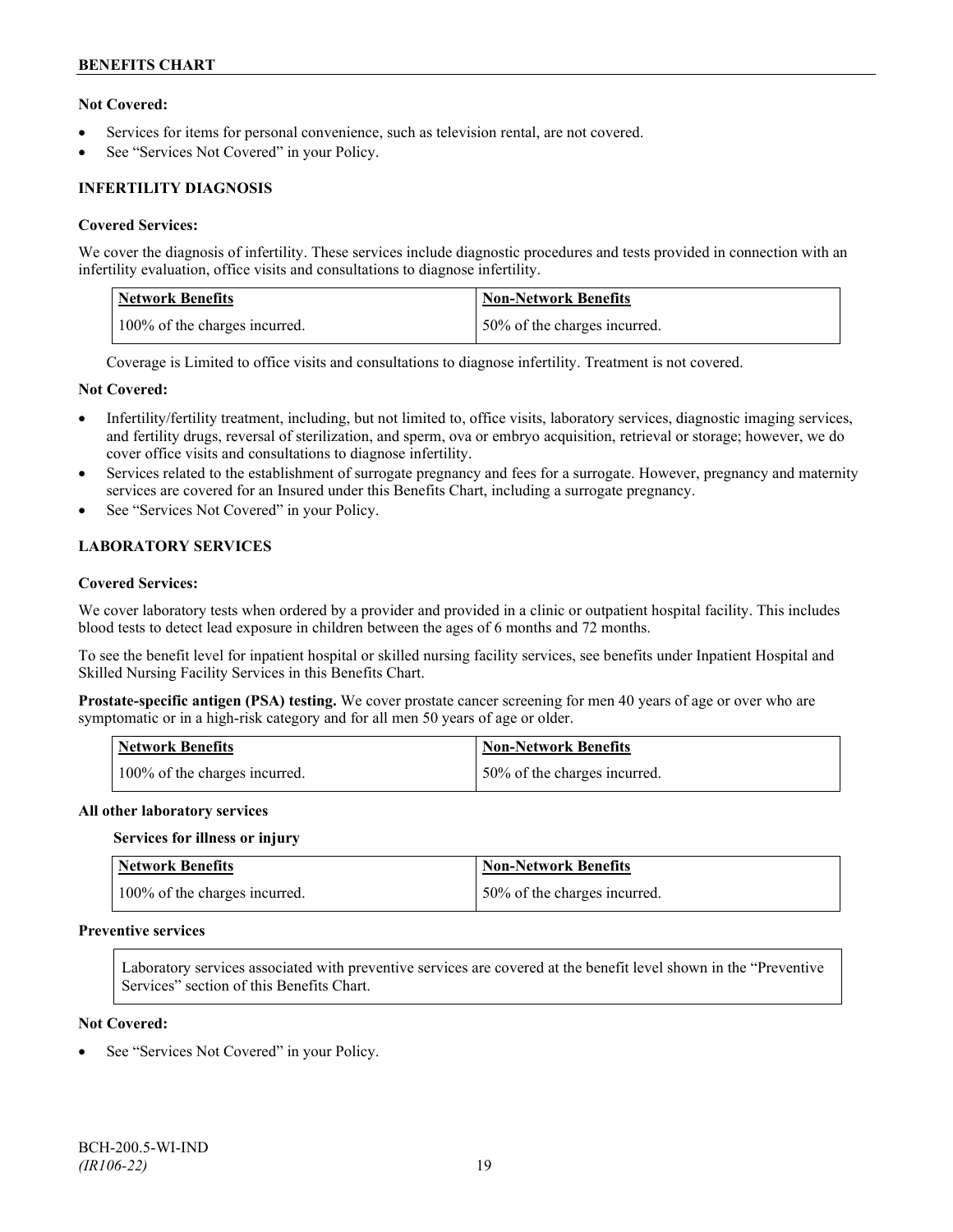**Not Covered:**

- Services for items for personal convenience, such as television rental, are not covered.
- See "Services Not Covered" in your Policy.

### INFERTILITY DIAGNOSIS

**Covered Services:**

We cover the diagnosis of infertility. These services include diagnostic procedures and tests provided in connection with an infertility evaluation, office visits and consultations to diagnose infertility.

| Network Benefits | Non-Network Benefits |
|---|---|
| 100% of the charges incurred. | 50% of the charges incurred. |

Coverage is Limited to office visits and consultations to diagnose infertility. Treatment is not covered.

**Not Covered:**

- Infertility/fertility treatment, including, but not limited to, office visits, laboratory services, diagnostic imaging services, and fertility drugs, reversal of sterilization, and sperm, ova or embryo acquisition, retrieval or storage; however, we do cover office visits and consultations to diagnose infertility.
- Services related to the establishment of surrogate pregnancy and fees for a surrogate. However, pregnancy and maternity services are covered for an Insured under this Benefits Chart, including a surrogate pregnancy.
- See "Services Not Covered" in your Policy.

### LABORATORY SERVICES

**Covered Services:**

We cover laboratory tests when ordered by a provider and provided in a clinic or outpatient hospital facility. This includes blood tests to detect lead exposure in children between the ages of 6 months and 72 months.

To see the benefit level for inpatient hospital or skilled nursing facility services, see benefits under Inpatient Hospital and Skilled Nursing Facility Services in this Benefits Chart.

**Prostate-specific antigen (PSA) testing.** We cover prostate cancer screening for men 40 years of age or over who are symptomatic or in a high-risk category and for all men 50 years of age or older.

| Network Benefits | Non-Network Benefits |
|---|---|
| 100% of the charges incurred. | 50% of the charges incurred. |

**All other laboratory services**

**Services for illness or injury**

| Network Benefits | Non-Network Benefits |
|---|---|
| 100% of the charges incurred. | 50% of the charges incurred. |

**Preventive services**

Laboratory services associated with preventive services are covered at the benefit level shown in the "Preventive Services" section of this Benefits Chart.

**Not Covered:**

- See "Services Not Covered" in your Policy.

BCH-200.5-WI-IND
*(IR106-22)*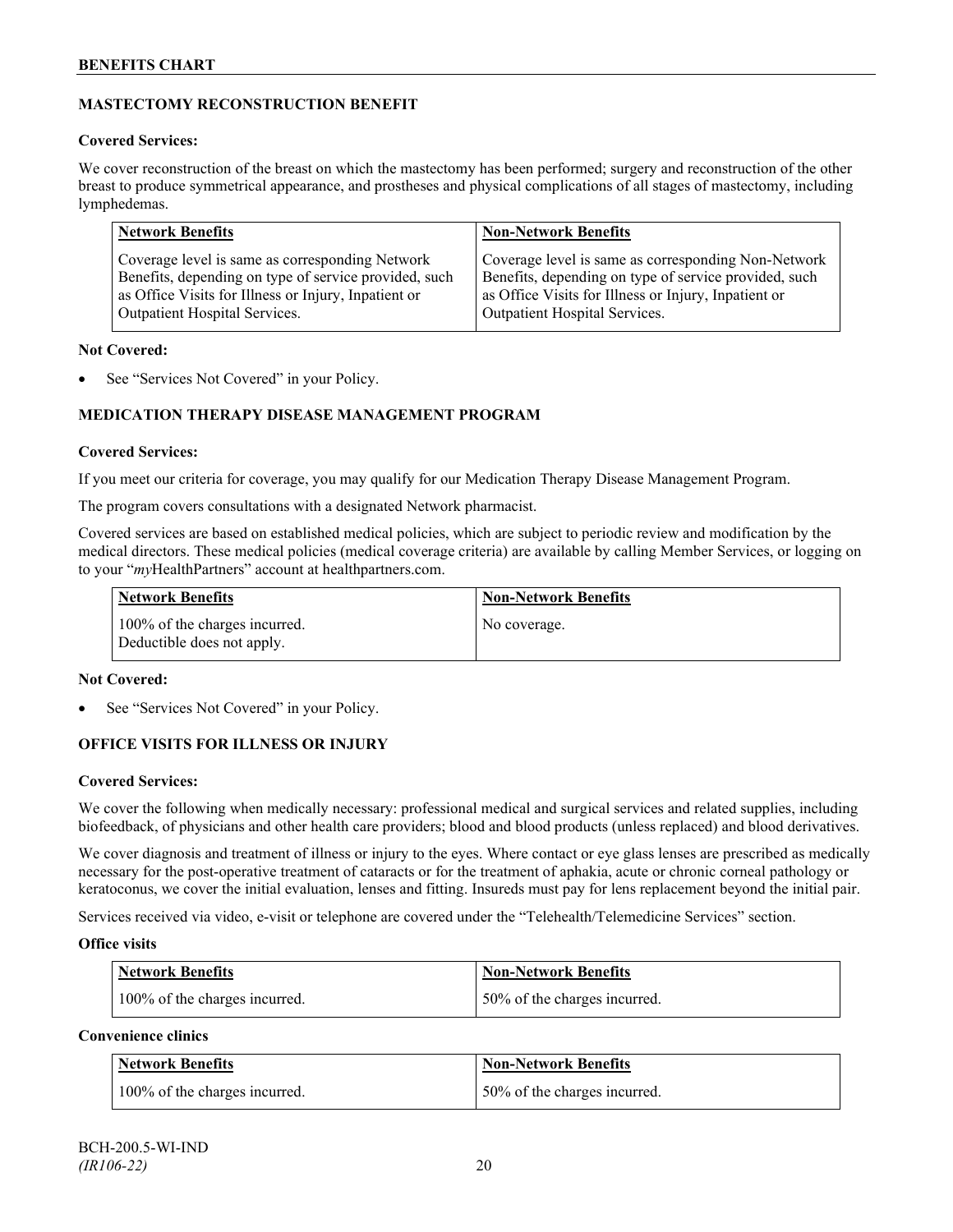## MASTECTOMY RECONSTRUCTION BENEFIT

**Covered Services:**

We cover reconstruction of the breast on which the mastectomy has been performed; surgery and reconstruction of the other breast to produce symmetrical appearance, and prostheses and physical complications of all stages of mastectomy, including lymphedemas.

| Network Benefits | Non-Network Benefits |
|---|---|
| Coverage level is same as corresponding Network Benefits, depending on type of service provided, such as Office Visits for Illness or Injury, Inpatient or Outpatient Hospital Services. | Coverage level is same as corresponding Non-Network Benefits, depending on type of service provided, such as Office Visits for Illness or Injury, Inpatient or Outpatient Hospital Services. |

**Not Covered:**

- See "Services Not Covered" in your Policy.

## MEDICATION THERAPY DISEASE MANAGEMENT PROGRAM

**Covered Services:**

If you meet our criteria for coverage, you may qualify for our Medication Therapy Disease Management Program.

The program covers consultations with a designated Network pharmacist.

Covered services are based on established medical policies, which are subject to periodic review and modification by the medical directors. These medical policies (medical coverage criteria) are available by calling Member Services, or logging on to your "*my*HealthPartners" account at healthpartners.com.

| Network Benefits | Non-Network Benefits |
|---|---|
| 100% of the charges incurred. Deductible does not apply. | No coverage. |

**Not Covered:**

- See "Services Not Covered" in your Policy.

## OFFICE VISITS FOR ILLNESS OR INJURY

**Covered Services:**

We cover the following when medically necessary: professional medical and surgical services and related supplies, including biofeedback, of physicians and other health care providers; blood and blood products (unless replaced) and blood derivatives.

We cover diagnosis and treatment of illness or injury to the eyes. Where contact or eye glass lenses are prescribed as medically necessary for the post-operative treatment of cataracts or for the treatment of aphakia, acute or chronic corneal pathology or keratoconus, we cover the initial evaluation, lenses and fitting. Insureds must pay for lens replacement beyond the initial pair.

Services received via video, e-visit or telephone are covered under the "Telehealth/Telemedicine Services" section.

**Office visits**

| Network Benefits | Non-Network Benefits |
|---|---|
| 100% of the charges incurred. | 50% of the charges incurred. |

**Convenience clinics**

| Network Benefits | Non-Network Benefits |
|---|---|
| 100% of the charges incurred. | 50% of the charges incurred. |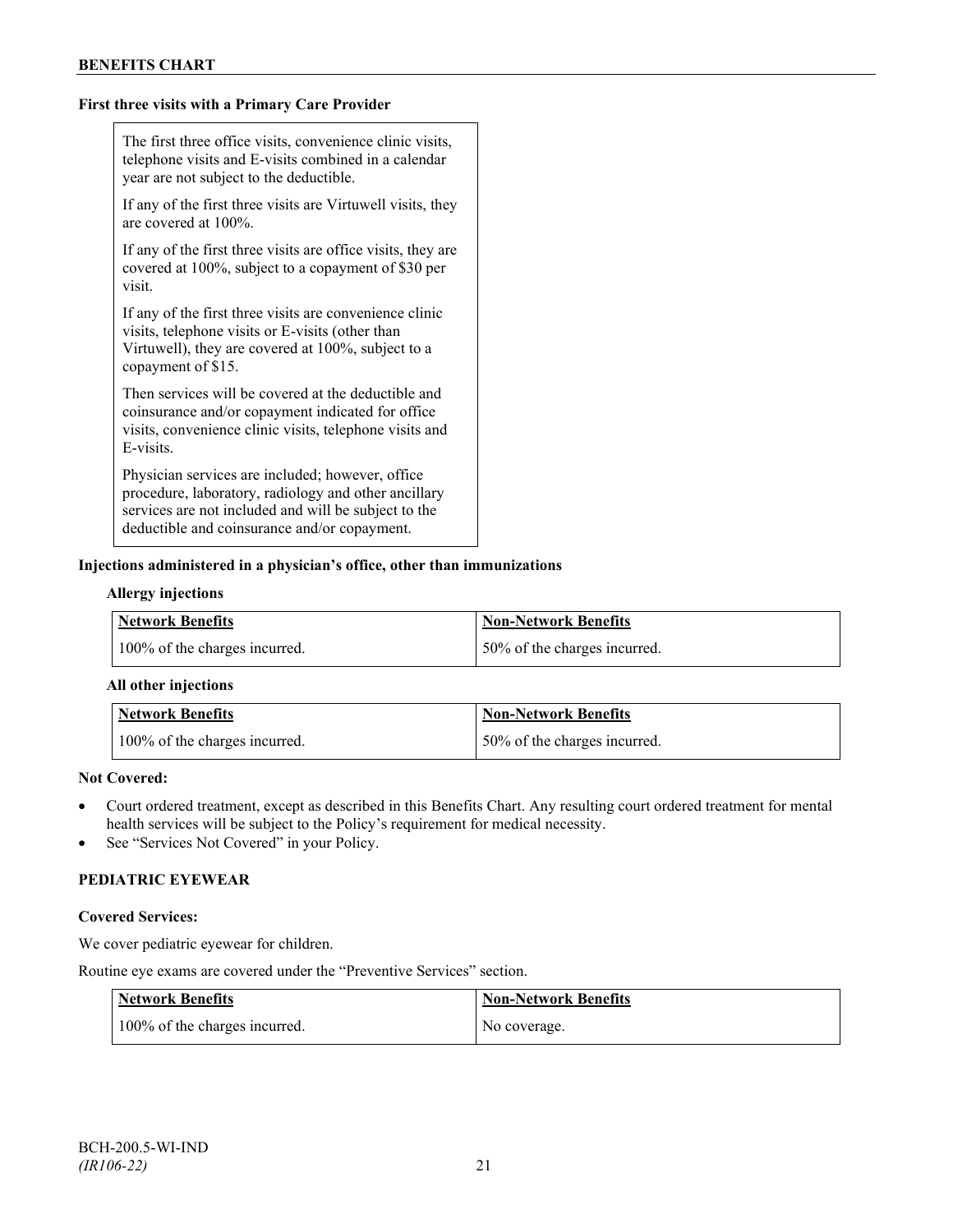**First three visits with a Primary Care Provider**

| |
|---|
| The first three office visits, convenience clinic visits, telephone visits and E-visits combined in a calendar year are not subject to the deductible. |
| If any of the first three visits are Virtuwell visits, they are covered at 100%. |
| If any of the first three visits are office visits, they are covered at 100%, subject to a copayment of $30 per visit. |
| If any of the first three visits are convenience clinic visits, telephone visits or E-visits (other than Virtuwell), they are covered at 100%, subject to a copayment of $15. |
| Then services will be covered at the deductible and coinsurance and/or copayment indicated for office visits, convenience clinic visits, telephone visits and E-visits. |
| Physician services are included; however, office procedure, laboratory, radiology and other ancillary services are not included and will be subject to the deductible and coinsurance and/or copayment. |

**Injections administered in a physician's office, other than immunizations**

**Allergy injections**

| Network Benefits | Non-Network Benefits |
|---|---|
| 100% of the charges incurred. | 50% of the charges incurred. |

**All other injections**

| Network Benefits | Non-Network Benefits |
|---|---|
| 100% of the charges incurred. | 50% of the charges incurred. |

**Not Covered:**

- Court ordered treatment, except as described in this Benefits Chart. Any resulting court ordered treatment for mental health services will be subject to the Policy's requirement for medical necessity.
- See "Services Not Covered" in your Policy.

**PEDIATRIC EYEWEAR**

**Covered Services:**

We cover pediatric eyewear for children.

Routine eye exams are covered under the "Preventive Services" section.

| Network Benefits | Non-Network Benefits |
|---|---|
| 100% of the charges incurred. | No coverage. |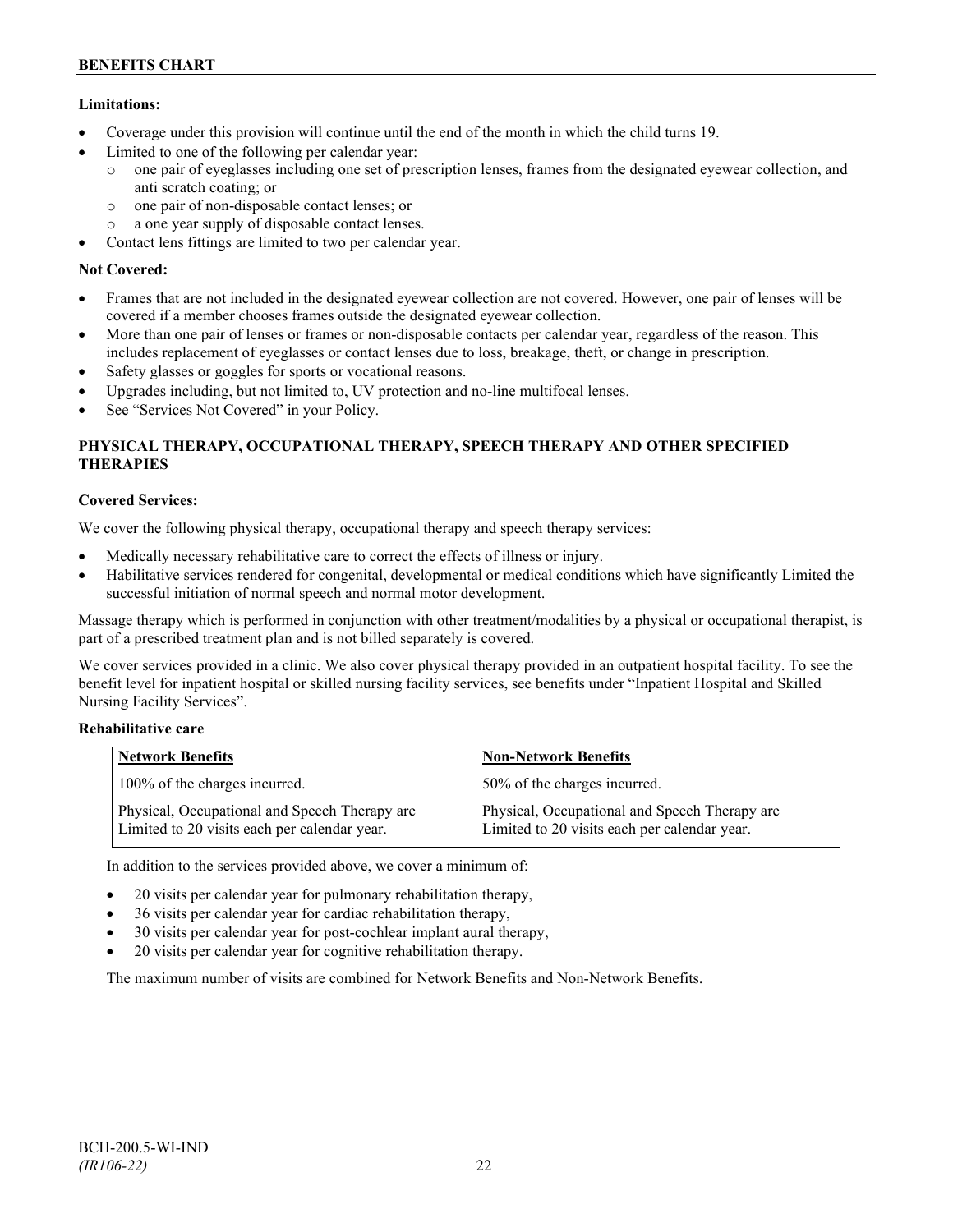**Limitations:**

- Coverage under this provision will continue until the end of the month in which the child turns 19.
- Limited to one of the following per calendar year:
  - one pair of eyeglasses including one set of prescription lenses, frames from the designated eyewear collection, and anti scratch coating; or
  - one pair of non-disposable contact lenses; or
  - a one year supply of disposable contact lenses.
- Contact lens fittings are limited to two per calendar year.

**Not Covered:**

- Frames that are not included in the designated eyewear collection are not covered. However, one pair of lenses will be covered if a member chooses frames outside the designated eyewear collection.
- More than one pair of lenses or frames or non-disposable contacts per calendar year, regardless of the reason. This includes replacement of eyeglasses or contact lenses due to loss, breakage, theft, or change in prescription.
- Safety glasses or goggles for sports or vocational reasons.
- Upgrades including, but not limited to, UV protection and no-line multifocal lenses.
- See "Services Not Covered" in your Policy.

## PHYSICAL THERAPY, OCCUPATIONAL THERAPY, SPEECH THERAPY AND OTHER SPECIFIED THERAPIES

**Covered Services:**

We cover the following physical therapy, occupational therapy and speech therapy services:

- Medically necessary rehabilitative care to correct the effects of illness or injury.
- Habilitative services rendered for congenital, developmental or medical conditions which have significantly Limited the successful initiation of normal speech and normal motor development.

Massage therapy which is performed in conjunction with other treatment/modalities by a physical or occupational therapist, is part of a prescribed treatment plan and is not billed separately is covered.

We cover services provided in a clinic. We also cover physical therapy provided in an outpatient hospital facility. To see the benefit level for inpatient hospital or skilled nursing facility services, see benefits under "Inpatient Hospital and Skilled Nursing Facility Services".

**Rehabilitative care**

| Network Benefits | Non-Network Benefits |
|---|---|
| 100% of the charges incurred. | 50% of the charges incurred. |
| Physical, Occupational and Speech Therapy are Limited to 20 visits each per calendar year. | Physical, Occupational and Speech Therapy are Limited to 20 visits each per calendar year. |

In addition to the services provided above, we cover a minimum of:

- 20 visits per calendar year for pulmonary rehabilitation therapy,
- 36 visits per calendar year for cardiac rehabilitation therapy,
- 30 visits per calendar year for post-cochlear implant aural therapy,
- 20 visits per calendar year for cognitive rehabilitation therapy.

The maximum number of visits are combined for Network Benefits and Non-Network Benefits.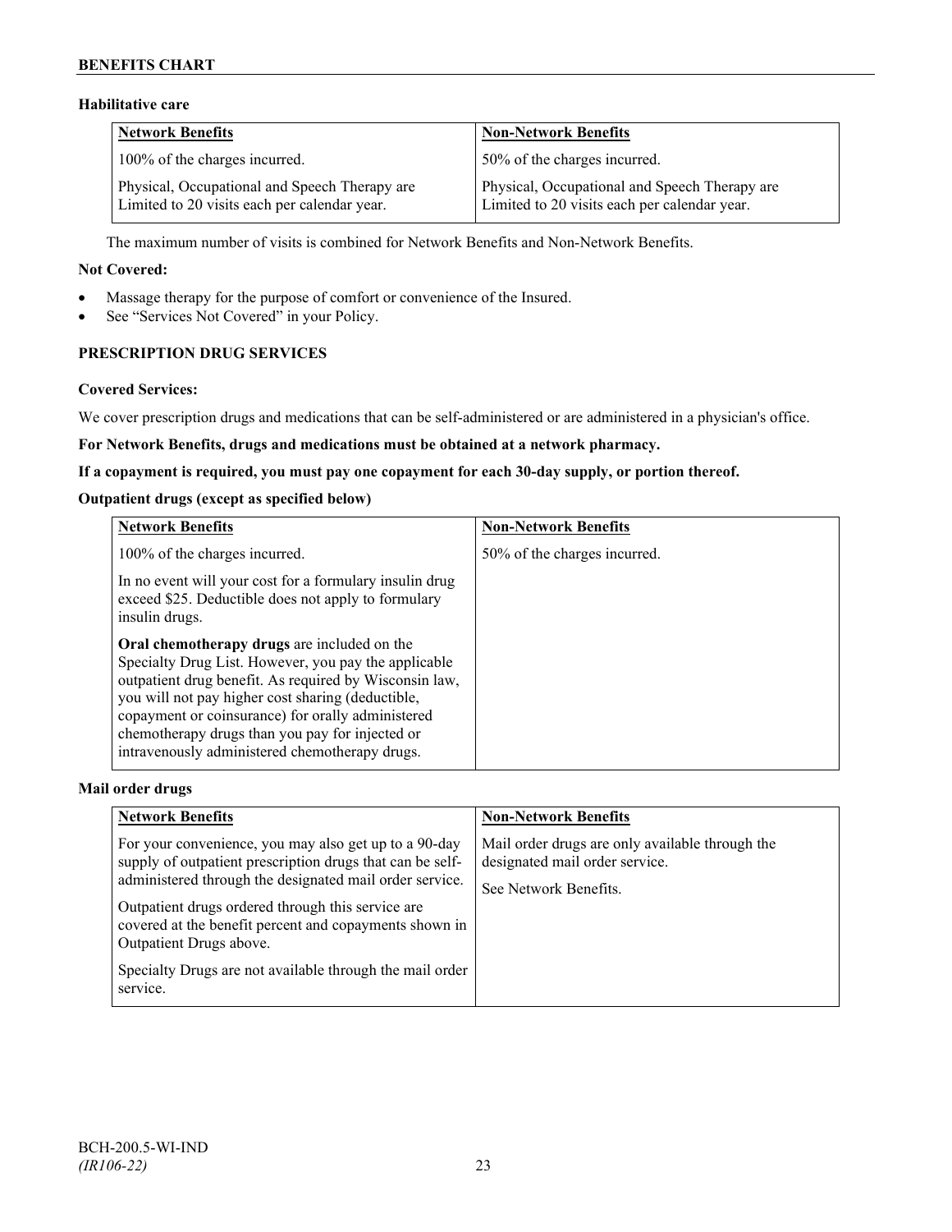### Habilitative care

| Network Benefits | Non-Network Benefits |
| --- | --- |
| 100% of the charges incurred.<br><br>Physical, Occupational and Speech Therapy are Limited to 20 visits each per calendar year. | 50% of the charges incurred.<br><br>Physical, Occupational and Speech Therapy are Limited to 20 visits each per calendar year. |

The maximum number of visits is combined for Network Benefits and Non-Network Benefits.

**Not Covered:**

- Massage therapy for the purpose of comfort or convenience of the Insured.
- See "Services Not Covered" in your Policy.

### PRESCRIPTION DRUG SERVICES

**Covered Services:**

We cover prescription drugs and medications that can be self-administered or are administered in a physician's office.

**For Network Benefits, drugs and medications must be obtained at a network pharmacy.**

**If a copayment is required, you must pay one copayment for each 30-day supply, or portion thereof.**

**Outpatient drugs (except as specified below)**

| Network Benefits | Non-Network Benefits |
| --- | --- |
| 100% of the charges incurred.<br><br>In no event will your cost for a formulary insulin drug exceed $25. Deductible does not apply to formulary insulin drugs.<br><br>**Oral chemotherapy drugs** are included on the Specialty Drug List. However, you pay the applicable outpatient drug benefit. As required by Wisconsin law, you will not pay higher cost sharing (deductible, copayment or coinsurance) for orally administered chemotherapy drugs than you pay for injected or intravenously administered chemotherapy drugs. | 50% of the charges incurred. |

**Mail order drugs**

| Network Benefits | Non-Network Benefits |
| --- | --- |
| For your convenience, you may also get up to a 90-day supply of outpatient prescription drugs that can be self-administered through the designated mail order service.<br><br>Outpatient drugs ordered through this service are covered at the benefit percent and copayments shown in Outpatient Drugs above.<br><br>Specialty Drugs are not available through the mail order service. | Mail order drugs are only available through the designated mail order service.<br><br>See Network Benefits. |

BCH-200.5-WI-IND
*(IR106-22)*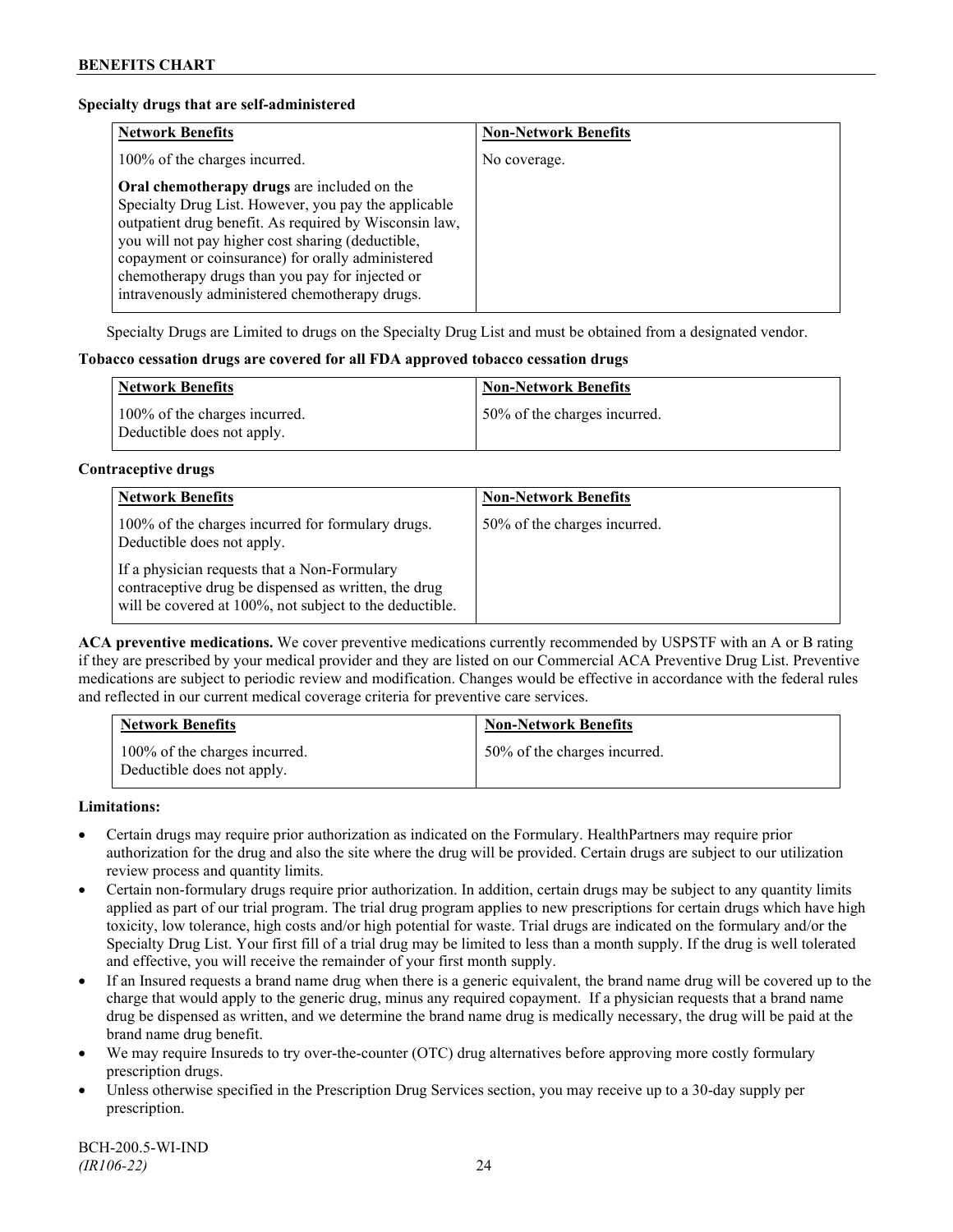**Specialty drugs that are self-administered**

| Network Benefits | Non-Network Benefits |
| --- | --- |
| 100% of the charges incurred.<br><br>**Oral chemotherapy drugs** are included on the Specialty Drug List. However, you pay the applicable outpatient drug benefit. As required by Wisconsin law, you will not pay higher cost sharing (deductible, copayment or coinsurance) for orally administered chemotherapy drugs than you pay for injected or intravenously administered chemotherapy drugs. | No coverage. |

Specialty Drugs are Limited to drugs on the Specialty Drug List and must be obtained from a designated vendor.

**Tobacco cessation drugs are covered for all FDA approved tobacco cessation drugs**

| Network Benefits | Non-Network Benefits |
| --- | --- |
| 100% of the charges incurred. Deductible does not apply. | 50% of the charges incurred. |

**Contraceptive drugs**

| Network Benefits | Non-Network Benefits |
| --- | --- |
| 100% of the charges incurred for formulary drugs. Deductible does not apply.<br><br>If a physician requests that a Non-Formulary contraceptive drug be dispensed as written, the drug will be covered at 100%, not subject to the deductible. | 50% of the charges incurred. |

**ACA preventive medications.** We cover preventive medications currently recommended by USPSTF with an A or B rating if they are prescribed by your medical provider and they are listed on our Commercial ACA Preventive Drug List. Preventive medications are subject to periodic review and modification. Changes would be effective in accordance with the federal rules and reflected in our current medical coverage criteria for preventive care services.

| Network Benefits | Non-Network Benefits |
| --- | --- |
| 100% of the charges incurred. Deductible does not apply. | 50% of the charges incurred. |

**Limitations:**

- Certain drugs may require prior authorization as indicated on the Formulary. HealthPartners may require prior authorization for the drug and also the site where the drug will be provided. Certain drugs are subject to our utilization review process and quantity limits.
- Certain non-formulary drugs require prior authorization. In addition, certain drugs may be subject to any quantity limits applied as part of our trial program. The trial drug program applies to new prescriptions for certain drugs which have high toxicity, low tolerance, high costs and/or high potential for waste. Trial drugs are indicated on the formulary and/or the Specialty Drug List. Your first fill of a trial drug may be limited to less than a month supply. If the drug is well tolerated and effective, you will receive the remainder of your first month supply.
- If an Insured requests a brand name drug when there is a generic equivalent, the brand name drug will be covered up to the charge that would apply to the generic drug, minus any required copayment. If a physician requests that a brand name drug be dispensed as written, and we determine the brand name drug is medically necessary, the drug will be paid at the brand name drug benefit.
- We may require Insureds to try over-the-counter (OTC) drug alternatives before approving more costly formulary prescription drugs.
- Unless otherwise specified in the Prescription Drug Services section, you may receive up to a 30-day supply per prescription.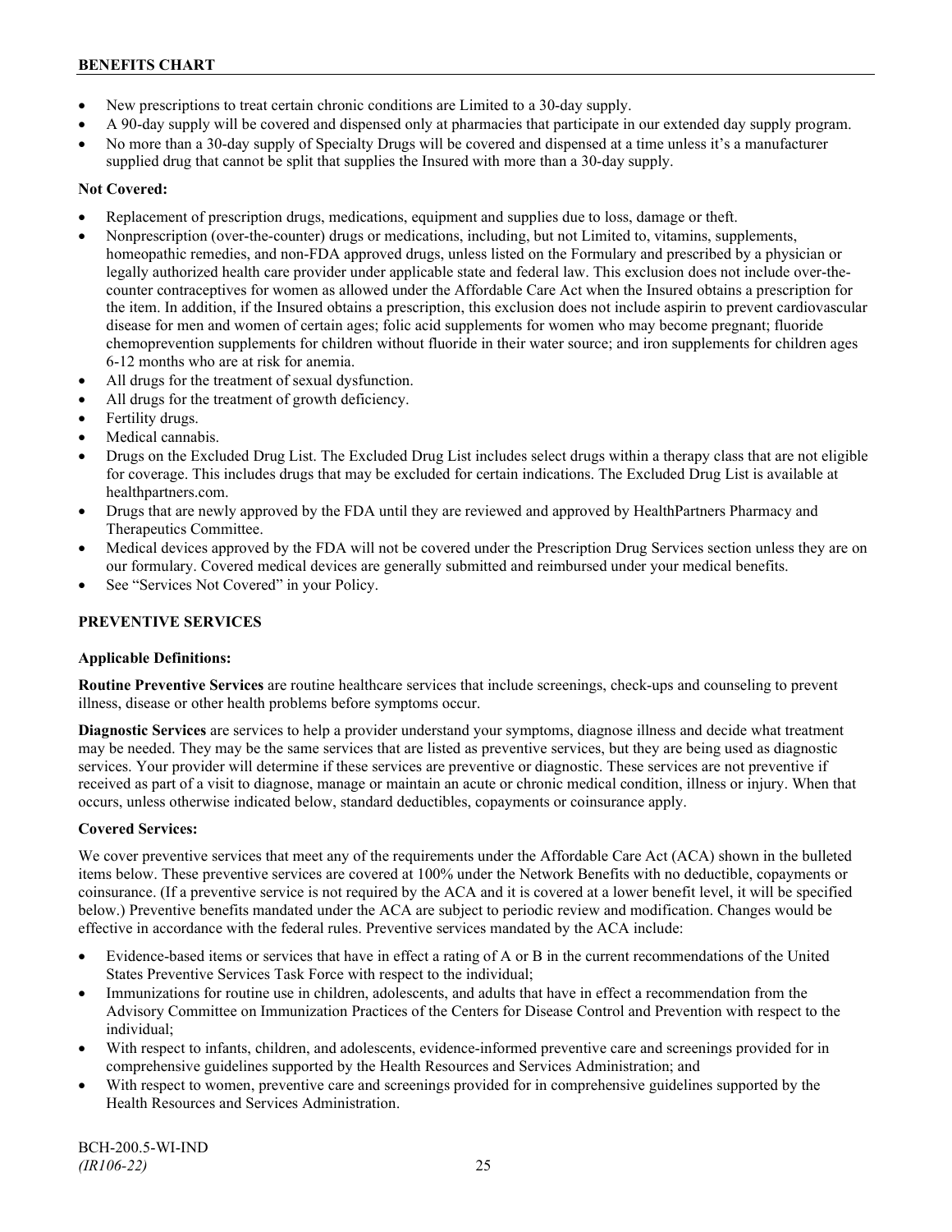- New prescriptions to treat certain chronic conditions are Limited to a 30-day supply.
- A 90-day supply will be covered and dispensed only at pharmacies that participate in our extended day supply program.
- No more than a 30-day supply of Specialty Drugs will be covered and dispensed at a time unless it's a manufacturer supplied drug that cannot be split that supplies the Insured with more than a 30-day supply.

**Not Covered:**

- Replacement of prescription drugs, medications, equipment and supplies due to loss, damage or theft.
- Nonprescription (over-the-counter) drugs or medications, including, but not Limited to, vitamins, supplements, homeopathic remedies, and non-FDA approved drugs, unless listed on the Formulary and prescribed by a physician or legally authorized health care provider under applicable state and federal law. This exclusion does not include over-the-counter contraceptives for women as allowed under the Affordable Care Act when the Insured obtains a prescription for the item. In addition, if the Insured obtains a prescription, this exclusion does not include aspirin to prevent cardiovascular disease for men and women of certain ages; folic acid supplements for women who may become pregnant; fluoride chemoprevention supplements for children without fluoride in their water source; and iron supplements for children ages 6-12 months who are at risk for anemia.
- All drugs for the treatment of sexual dysfunction.
- All drugs for the treatment of growth deficiency.
- Fertility drugs.
- Medical cannabis.
- Drugs on the Excluded Drug List. The Excluded Drug List includes select drugs within a therapy class that are not eligible for coverage. This includes drugs that may be excluded for certain indications. The Excluded Drug List is available at healthpartners.com.
- Drugs that are newly approved by the FDA until they are reviewed and approved by HealthPartners Pharmacy and Therapeutics Committee.
- Medical devices approved by the FDA will not be covered under the Prescription Drug Services section unless they are on our formulary. Covered medical devices are generally submitted and reimbursed under your medical benefits.
- See "Services Not Covered" in your Policy.

## PREVENTIVE SERVICES

**Applicable Definitions:**

**Routine Preventive Services** are routine healthcare services that include screenings, check-ups and counseling to prevent illness, disease or other health problems before symptoms occur.

**Diagnostic Services** are services to help a provider understand your symptoms, diagnose illness and decide what treatment may be needed. They may be the same services that are listed as preventive services, but they are being used as diagnostic services. Your provider will determine if these services are preventive or diagnostic. These services are not preventive if received as part of a visit to diagnose, manage or maintain an acute or chronic medical condition, illness or injury. When that occurs, unless otherwise indicated below, standard deductibles, copayments or coinsurance apply.

**Covered Services:**

We cover preventive services that meet any of the requirements under the Affordable Care Act (ACA) shown in the bulleted items below. These preventive services are covered at 100% under the Network Benefits with no deductible, copayments or coinsurance. (If a preventive service is not required by the ACA and it is covered at a lower benefit level, it will be specified below.) Preventive benefits mandated under the ACA are subject to periodic review and modification. Changes would be effective in accordance with the federal rules. Preventive services mandated by the ACA include:

- Evidence-based items or services that have in effect a rating of A or B in the current recommendations of the United States Preventive Services Task Force with respect to the individual;
- Immunizations for routine use in children, adolescents, and adults that have in effect a recommendation from the Advisory Committee on Immunization Practices of the Centers for Disease Control and Prevention with respect to the individual;
- With respect to infants, children, and adolescents, evidence-informed preventive care and screenings provided for in comprehensive guidelines supported by the Health Resources and Services Administration; and
- With respect to women, preventive care and screenings provided for in comprehensive guidelines supported by the Health Resources and Services Administration.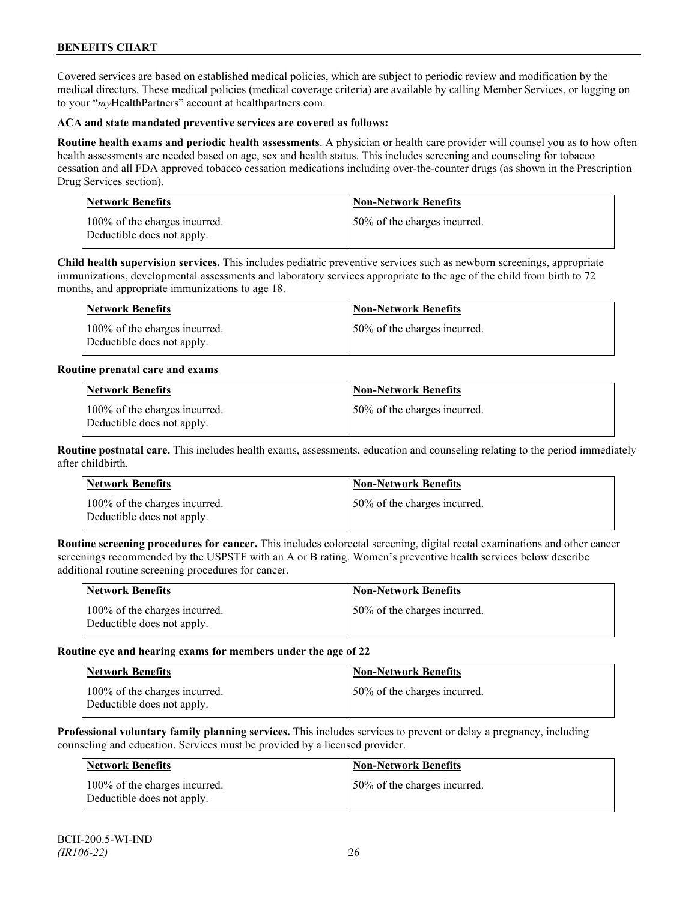Covered services are based on established medical policies, which are subject to periodic review and modification by the medical directors. These medical policies (medical coverage criteria) are available by calling Member Services, or logging on to your "*my*HealthPartners" account at healthpartners.com.

**ACA and state mandated preventive services are covered as follows:**

**Routine health exams and periodic health assessments**. A physician or health care provider will counsel you as to how often health assessments are needed based on age, sex and health status. This includes screening and counseling for tobacco cessation and all FDA approved tobacco cessation medications including over-the-counter drugs (as shown in the Prescription Drug Services section).

| Network Benefits | Non-Network Benefits |
|---|---|
| 100% of the charges incurred. Deductible does not apply. | 50% of the charges incurred. |

**Child health supervision services.** This includes pediatric preventive services such as newborn screenings, appropriate immunizations, developmental assessments and laboratory services appropriate to the age of the child from birth to 72 months, and appropriate immunizations to age 18.

| Network Benefits | Non-Network Benefits |
|---|---|
| 100% of the charges incurred. Deductible does not apply. | 50% of the charges incurred. |

**Routine prenatal care and exams**

| Network Benefits | Non-Network Benefits |
|---|---|
| 100% of the charges incurred. Deductible does not apply. | 50% of the charges incurred. |

**Routine postnatal care.** This includes health exams, assessments, education and counseling relating to the period immediately after childbirth.

| Network Benefits | Non-Network Benefits |
|---|---|
| 100% of the charges incurred. Deductible does not apply. | 50% of the charges incurred. |

**Routine screening procedures for cancer.** This includes colorectal screening, digital rectal examinations and other cancer screenings recommended by the USPSTF with an A or B rating. Women's preventive health services below describe additional routine screening procedures for cancer.

| Network Benefits | Non-Network Benefits |
|---|---|
| 100% of the charges incurred. Deductible does not apply. | 50% of the charges incurred. |

**Routine eye and hearing exams for members under the age of 22**

| Network Benefits | Non-Network Benefits |
|---|---|
| 100% of the charges incurred. Deductible does not apply. | 50% of the charges incurred. |

**Professional voluntary family planning services.** This includes services to prevent or delay a pregnancy, including counseling and education. Services must be provided by a licensed provider.

| Network Benefits | Non-Network Benefits |
|---|---|
| 100% of the charges incurred. Deductible does not apply. | 50% of the charges incurred. |

BCH-200.5-WI-IND
*(IR106-22)*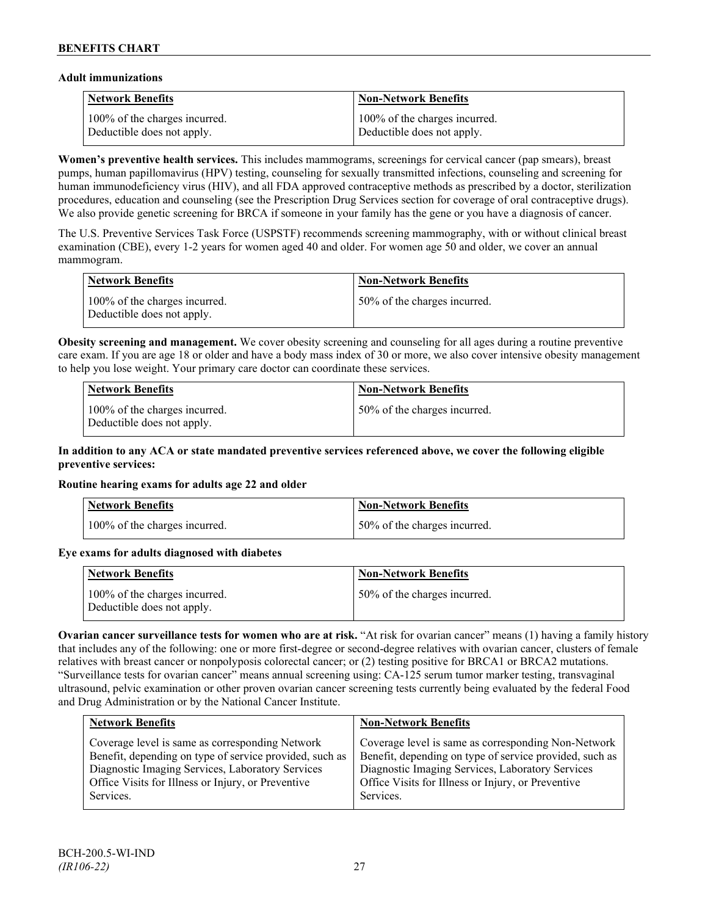**Adult immunizations**

| Network Benefits | Non-Network Benefits |
| --- | --- |
| 100% of the charges incurred. Deductible does not apply. | 100% of the charges incurred. Deductible does not apply. |

**Women's preventive health services.** This includes mammograms, screenings for cervical cancer (pap smears), breast pumps, human papillomavirus (HPV) testing, counseling for sexually transmitted infections, counseling and screening for human immunodeficiency virus (HIV), and all FDA approved contraceptive methods as prescribed by a doctor, sterilization procedures, education and counseling (see the Prescription Drug Services section for coverage of oral contraceptive drugs). We also provide genetic screening for BRCA if someone in your family has the gene or you have a diagnosis of cancer.

The U.S. Preventive Services Task Force (USPSTF) recommends screening mammography, with or without clinical breast examination (CBE), every 1-2 years for women aged 40 and older. For women age 50 and older, we cover an annual mammogram.

| Network Benefits | Non-Network Benefits |
| --- | --- |
| 100% of the charges incurred. Deductible does not apply. | 50% of the charges incurred. |

**Obesity screening and management.** We cover obesity screening and counseling for all ages during a routine preventive care exam. If you are age 18 or older and have a body mass index of 30 or more, we also cover intensive obesity management to help you lose weight. Your primary care doctor can coordinate these services.

| Network Benefits | Non-Network Benefits |
| --- | --- |
| 100% of the charges incurred. Deductible does not apply. | 50% of the charges incurred. |

**In addition to any ACA or state mandated preventive services referenced above, we cover the following eligible preventive services:**

**Routine hearing exams for adults age 22 and older**

| Network Benefits | Non-Network Benefits |
| --- | --- |
| 100% of the charges incurred. | 50% of the charges incurred. |

**Eye exams for adults diagnosed with diabetes**

| Network Benefits | Non-Network Benefits |
| --- | --- |
| 100% of the charges incurred. Deductible does not apply. | 50% of the charges incurred. |

**Ovarian cancer surveillance tests for women who are at risk.** "At risk for ovarian cancer" means (1) having a family history that includes any of the following: one or more first-degree or second-degree relatives with ovarian cancer, clusters of female relatives with breast cancer or nonpolyposis colorectal cancer; or (2) testing positive for BRCA1 or BRCA2 mutations. "Surveillance tests for ovarian cancer" means annual screening using: CA-125 serum tumor marker testing, transvaginal ultrasound, pelvic examination or other proven ovarian cancer screening tests currently being evaluated by the federal Food and Drug Administration or by the National Cancer Institute.

| Network Benefits | Non-Network Benefits |
| --- | --- |
| Coverage level is same as corresponding Network Benefit, depending on type of service provided, such as Diagnostic Imaging Services, Laboratory Services Office Visits for Illness or Injury, or Preventive Services. | Coverage level is same as corresponding Non-Network Benefit, depending on type of service provided, such as Diagnostic Imaging Services, Laboratory Services Office Visits for Illness or Injury, or Preventive Services. |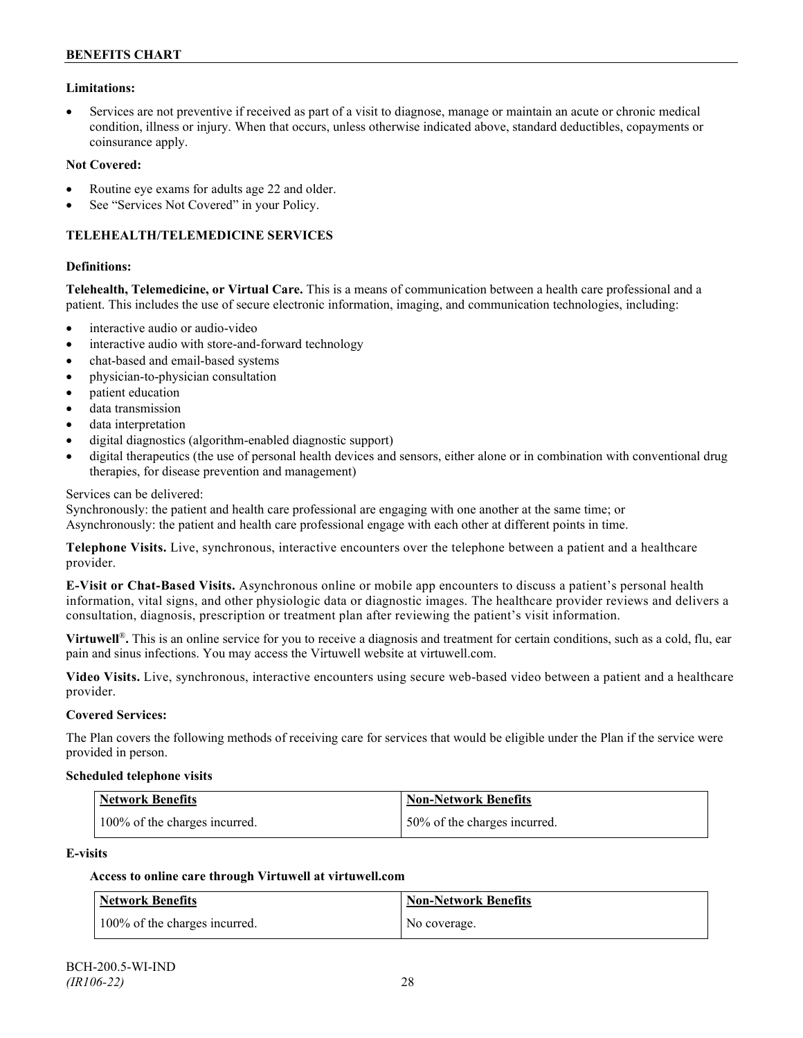**Limitations:**

- Services are not preventive if received as part of a visit to diagnose, manage or maintain an acute or chronic medical condition, illness or injury. When that occurs, unless otherwise indicated above, standard deductibles, copayments or coinsurance apply.

**Not Covered:**

- Routine eye exams for adults age 22 and older.
- See "Services Not Covered" in your Policy.

## TELEHEALTH/TELEMEDICINE SERVICES

**Definitions:**

**Telehealth, Telemedicine, or Virtual Care.** This is a means of communication between a health care professional and a patient. This includes the use of secure electronic information, imaging, and communication technologies, including:

- interactive audio or audio-video
- interactive audio with store-and-forward technology
- chat-based and email-based systems
- physician-to-physician consultation
- patient education
- data transmission
- data interpretation
- digital diagnostics (algorithm-enabled diagnostic support)
- digital therapeutics (the use of personal health devices and sensors, either alone or in combination with conventional drug therapies, for disease prevention and management)

Services can be delivered:
Synchronously: the patient and health care professional are engaging with one another at the same time; or
Asynchronously: the patient and health care professional engage with each other at different points in time.

**Telephone Visits.** Live, synchronous, interactive encounters over the telephone between a patient and a healthcare provider.

**E-Visit or Chat-Based Visits.** Asynchronous online or mobile app encounters to discuss a patient's personal health information, vital signs, and other physiologic data or diagnostic images. The healthcare provider reviews and delivers a consultation, diagnosis, prescription or treatment plan after reviewing the patient's visit information.

**Virtuwell®.** This is an online service for you to receive a diagnosis and treatment for certain conditions, such as a cold, flu, ear pain and sinus infections. You may access the Virtuwell website at virtuwell.com.

**Video Visits.** Live, synchronous, interactive encounters using secure web-based video between a patient and a healthcare provider.

**Covered Services:**

The Plan covers the following methods of receiving care for services that would be eligible under the Plan if the service were provided in person.

**Scheduled telephone visits**

| Network Benefits | Non-Network Benefits |
|---|---|
| 100% of the charges incurred. | 50% of the charges incurred. |

**E-visits**

**Access to online care through Virtuwell at virtuwell.com**

| Network Benefits | Non-Network Benefits |
|---|---|
| 100% of the charges incurred. | No coverage. |

BCH-200.5-WI-IND
*(IR106-22)*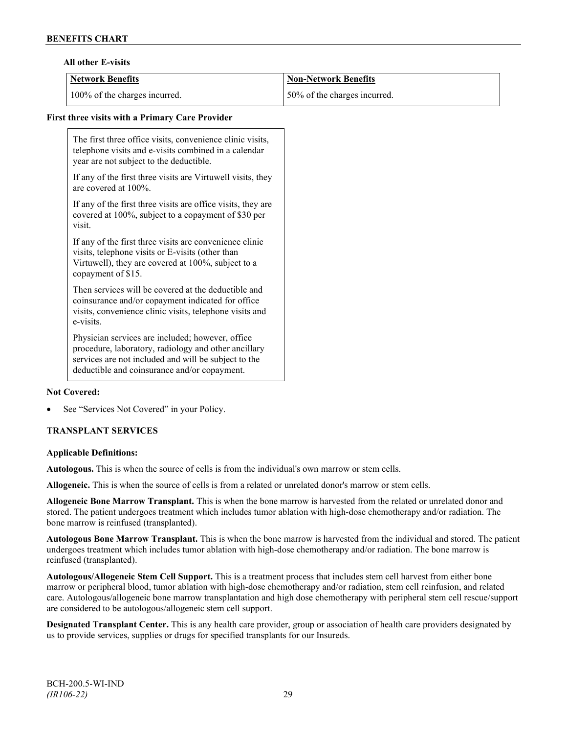**All other E-visits**

| Network Benefits | Non-Network Benefits |
|---|---|
| 100% of the charges incurred. | 50% of the charges incurred. |

**First three visits with a Primary Care Provider**

The first three office visits, convenience clinic visits, telephone visits and e-visits combined in a calendar year are not subject to the deductible.

If any of the first three visits are Virtuwell visits, they are covered at 100%.

If any of the first three visits are office visits, they are covered at 100%, subject to a copayment of $30 per visit.

If any of the first three visits are convenience clinic visits, telephone visits or E-visits (other than Virtuwell), they are covered at 100%, subject to a copayment of $15.

Then services will be covered at the deductible and coinsurance and/or copayment indicated for office visits, convenience clinic visits, telephone visits and e-visits.

Physician services are included; however, office procedure, laboratory, radiology and other ancillary services are not included and will be subject to the deductible and coinsurance and/or copayment.

**Not Covered:**

- See "Services Not Covered" in your Policy.

## TRANSPLANT SERVICES

**Applicable Definitions:**

**Autologous.** This is when the source of cells is from the individual's own marrow or stem cells.

**Allogeneic.** This is when the source of cells is from a related or unrelated donor's marrow or stem cells.

**Allogeneic Bone Marrow Transplant.** This is when the bone marrow is harvested from the related or unrelated donor and stored. The patient undergoes treatment which includes tumor ablation with high-dose chemotherapy and/or radiation. The bone marrow is reinfused (transplanted).

**Autologous Bone Marrow Transplant.** This is when the bone marrow is harvested from the individual and stored. The patient undergoes treatment which includes tumor ablation with high-dose chemotherapy and/or radiation. The bone marrow is reinfused (transplanted).

**Autologous/Allogeneic Stem Cell Support.** This is a treatment process that includes stem cell harvest from either bone marrow or peripheral blood, tumor ablation with high-dose chemotherapy and/or radiation, stem cell reinfusion, and related care. Autologous/allogeneic bone marrow transplantation and high dose chemotherapy with peripheral stem cell rescue/support are considered to be autologous/allogeneic stem cell support.

**Designated Transplant Center.** This is any health care provider, group or association of health care providers designated by us to provide services, supplies or drugs for specified transplants for our Insureds.

BCH-200.5-WI-IND
*(IR106-22)*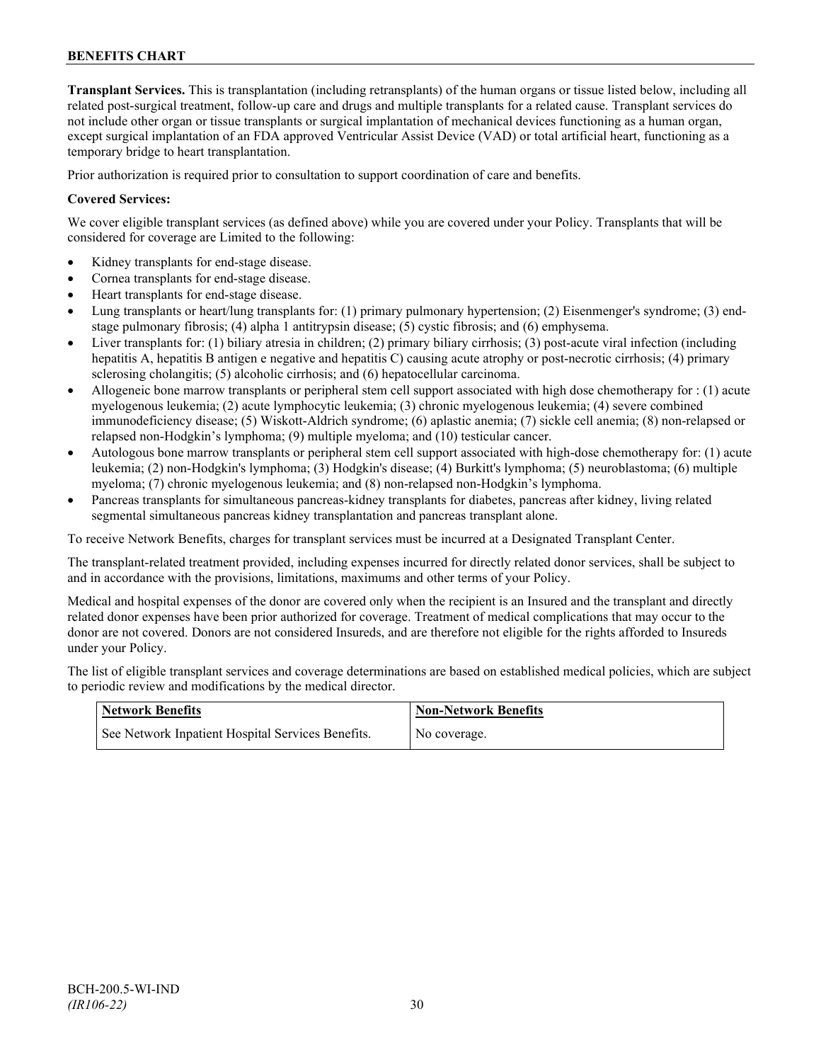**Transplant Services.** This is transplantation (including retransplants) of the human organs or tissue listed below, including all related post-surgical treatment, follow-up care and drugs and multiple transplants for a related cause. Transplant services do not include other organ or tissue transplants or surgical implantation of mechanical devices functioning as a human organ, except surgical implantation of an FDA approved Ventricular Assist Device (VAD) or total artificial heart, functioning as a temporary bridge to heart transplantation.

Prior authorization is required prior to consultation to support coordination of care and benefits.

**Covered Services:**

We cover eligible transplant services (as defined above) while you are covered under your Policy. Transplants that will be considered for coverage are Limited to the following:

- Kidney transplants for end-stage disease.
- Cornea transplants for end-stage disease.
- Heart transplants for end-stage disease.
- Lung transplants or heart/lung transplants for: (1) primary pulmonary hypertension; (2) Eisenmenger's syndrome; (3) end-stage pulmonary fibrosis; (4) alpha 1 antitrypsin disease; (5) cystic fibrosis; and (6) emphysema.
- Liver transplants for: (1) biliary atresia in children; (2) primary biliary cirrhosis; (3) post-acute viral infection (including hepatitis A, hepatitis B antigen e negative and hepatitis C) causing acute atrophy or post-necrotic cirrhosis; (4) primary sclerosing cholangitis; (5) alcoholic cirrhosis; and (6) hepatocellular carcinoma.
- Allogeneic bone marrow transplants or peripheral stem cell support associated with high dose chemotherapy for : (1) acute myelogenous leukemia; (2) acute lymphocytic leukemia; (3) chronic myelogenous leukemia; (4) severe combined immunodeficiency disease; (5) Wiskott-Aldrich syndrome; (6) aplastic anemia; (7) sickle cell anemia; (8) non-relapsed or relapsed non-Hodgkin's lymphoma; (9) multiple myeloma; and (10) testicular cancer.
- Autologous bone marrow transplants or peripheral stem cell support associated with high-dose chemotherapy for: (1) acute leukemia; (2) non-Hodgkin's lymphoma; (3) Hodgkin's disease; (4) Burkitt's lymphoma; (5) neuroblastoma; (6) multiple myeloma; (7) chronic myelogenous leukemia; and (8) non-relapsed non-Hodgkin's lymphoma.
- Pancreas transplants for simultaneous pancreas-kidney transplants for diabetes, pancreas after kidney, living related segmental simultaneous pancreas kidney transplantation and pancreas transplant alone.

To receive Network Benefits, charges for transplant services must be incurred at a Designated Transplant Center.

The transplant-related treatment provided, including expenses incurred for directly related donor services, shall be subject to and in accordance with the provisions, limitations, maximums and other terms of your Policy.

Medical and hospital expenses of the donor are covered only when the recipient is an Insured and the transplant and directly related donor expenses have been prior authorized for coverage. Treatment of medical complications that may occur to the donor are not covered. Donors are not considered Insureds, and are therefore not eligible for the rights afforded to Insureds under your Policy.

The list of eligible transplant services and coverage determinations are based on established medical policies, which are subject to periodic review and modifications by the medical director.

| Network Benefits | Non-Network Benefits |
| --- | --- |
| See Network Inpatient Hospital Services Benefits. | No coverage. |

BCH-200.5-WI-IND
*(IR106-22)*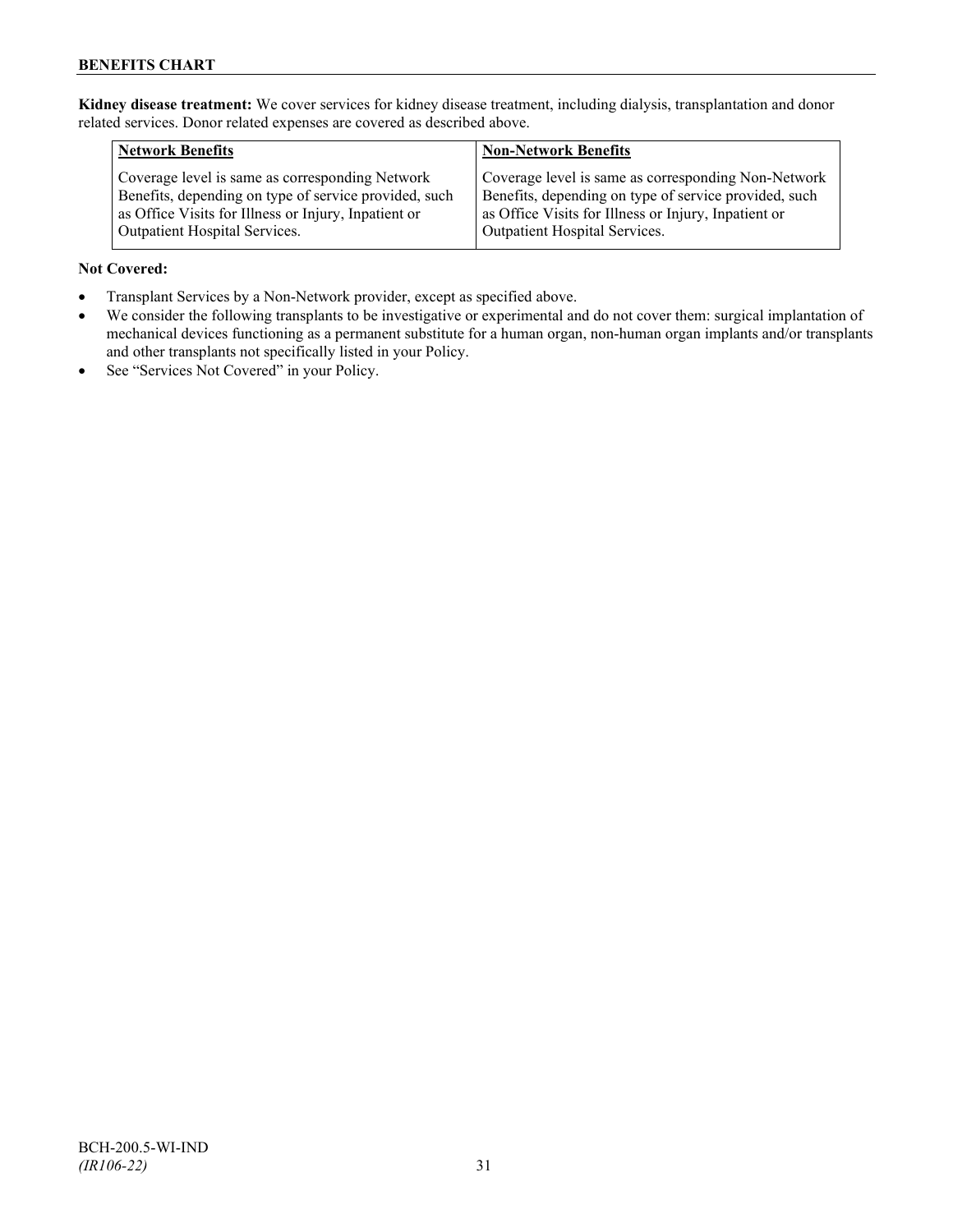**Kidney disease treatment:** We cover services for kidney disease treatment, including dialysis, transplantation and donor related services. Donor related expenses are covered as described above.

| Network Benefits | Non-Network Benefits |
| --- | --- |
| Coverage level is same as corresponding Network Benefits, depending on type of service provided, such as Office Visits for Illness or Injury, Inpatient or Outpatient Hospital Services. | Coverage level is same as corresponding Non-Network Benefits, depending on type of service provided, such as Office Visits for Illness or Injury, Inpatient or Outpatient Hospital Services. |

**Not Covered:**

- Transplant Services by a Non-Network provider, except as specified above.
- We consider the following transplants to be investigative or experimental and do not cover them: surgical implantation of mechanical devices functioning as a permanent substitute for a human organ, non-human organ implants and/or transplants and other transplants not specifically listed in your Policy.
- See "Services Not Covered" in your Policy.

BCH-200.5-WI-IND
*(IR106-22)*